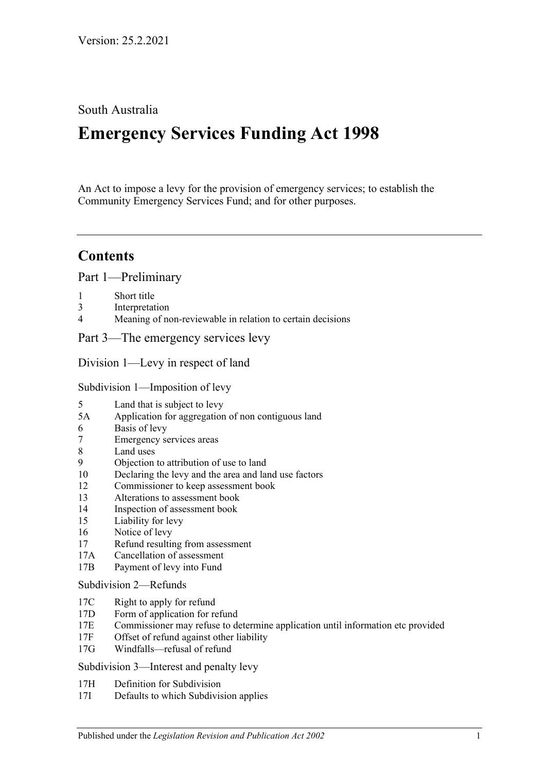Version: 25.2.2021

South Australia

# Emergency Services Funding Act 1998

An Act to impose a levy for the provision of emergency services; to establish the Community Emergency Services Fund; and for other purposes.

---

## Contents

### Part 1—Preliminary

1 Short title
3 Interpretation
4 Meaning of non-reviewable in relation to certain decisions

### Part 3—The emergency services levy

#### Division 1—Levy in respect of land

##### Subdivision 1—Imposition of levy

5 Land that is subject to levy
5A Application for aggregation of non contiguous land
6 Basis of levy
7 Emergency services areas
8 Land uses
9 Objection to attribution of use to land
10 Declaring the levy and the area and land use factors
12 Commissioner to keep assessment book
13 Alterations to assessment book
14 Inspection of assessment book
15 Liability for levy
16 Notice of levy
17 Refund resulting from assessment
17A Cancellation of assessment
17B Payment of levy into Fund

##### Subdivision 2—Refunds

17C Right to apply for refund
17D Form of application for refund
17E Commissioner may refuse to determine application until information etc provided
17F Offset of refund against other liability
17G Windfalls—refusal of refund

##### Subdivision 3—Interest and penalty levy

17H Definition for Subdivision
17I Defaults to which Subdivision applies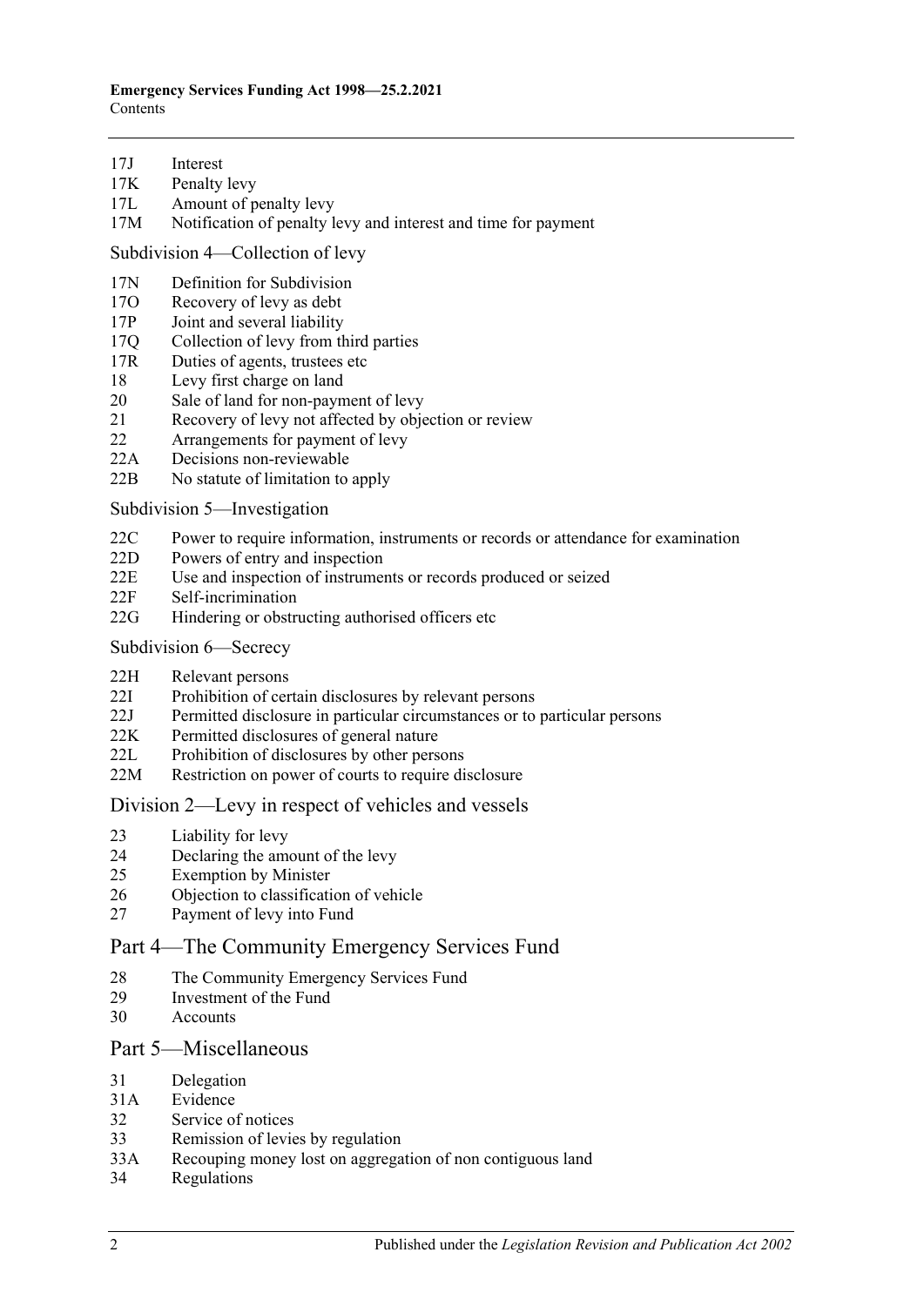17J Interest
17K Penalty levy
17L Amount of penalty levy
17M Notification of penalty levy and interest and time for payment

Subdivision 4—Collection of levy

17N Definition for Subdivision
17O Recovery of levy as debt
17P Joint and several liability
17Q Collection of levy from third parties
17R Duties of agents, trustees etc
18 Levy first charge on land
20 Sale of land for non-payment of levy
21 Recovery of levy not affected by objection or review
22 Arrangements for payment of levy
22A Decisions non-reviewable
22B No statute of limitation to apply

Subdivision 5—Investigation

22C Power to require information, instruments or records or attendance for examination
22D Powers of entry and inspection
22E Use and inspection of instruments or records produced or seized
22F Self-incrimination
22G Hindering or obstructing authorised officers etc

Subdivision 6—Secrecy

22H Relevant persons
22I Prohibition of certain disclosures by relevant persons
22J Permitted disclosure in particular circumstances or to particular persons
22K Permitted disclosures of general nature
22L Prohibition of disclosures by other persons
22M Restriction on power of courts to require disclosure

Division 2—Levy in respect of vehicles and vessels

23 Liability for levy
24 Declaring the amount of the levy
25 Exemption by Minister
26 Objection to classification of vehicle
27 Payment of levy into Fund

Part 4—The Community Emergency Services Fund

28 The Community Emergency Services Fund
29 Investment of the Fund
30 Accounts

Part 5—Miscellaneous

31 Delegation
31A Evidence
32 Service of notices
33 Remission of levies by regulation
33A Recouping money lost on aggregation of non contiguous land
34 Regulations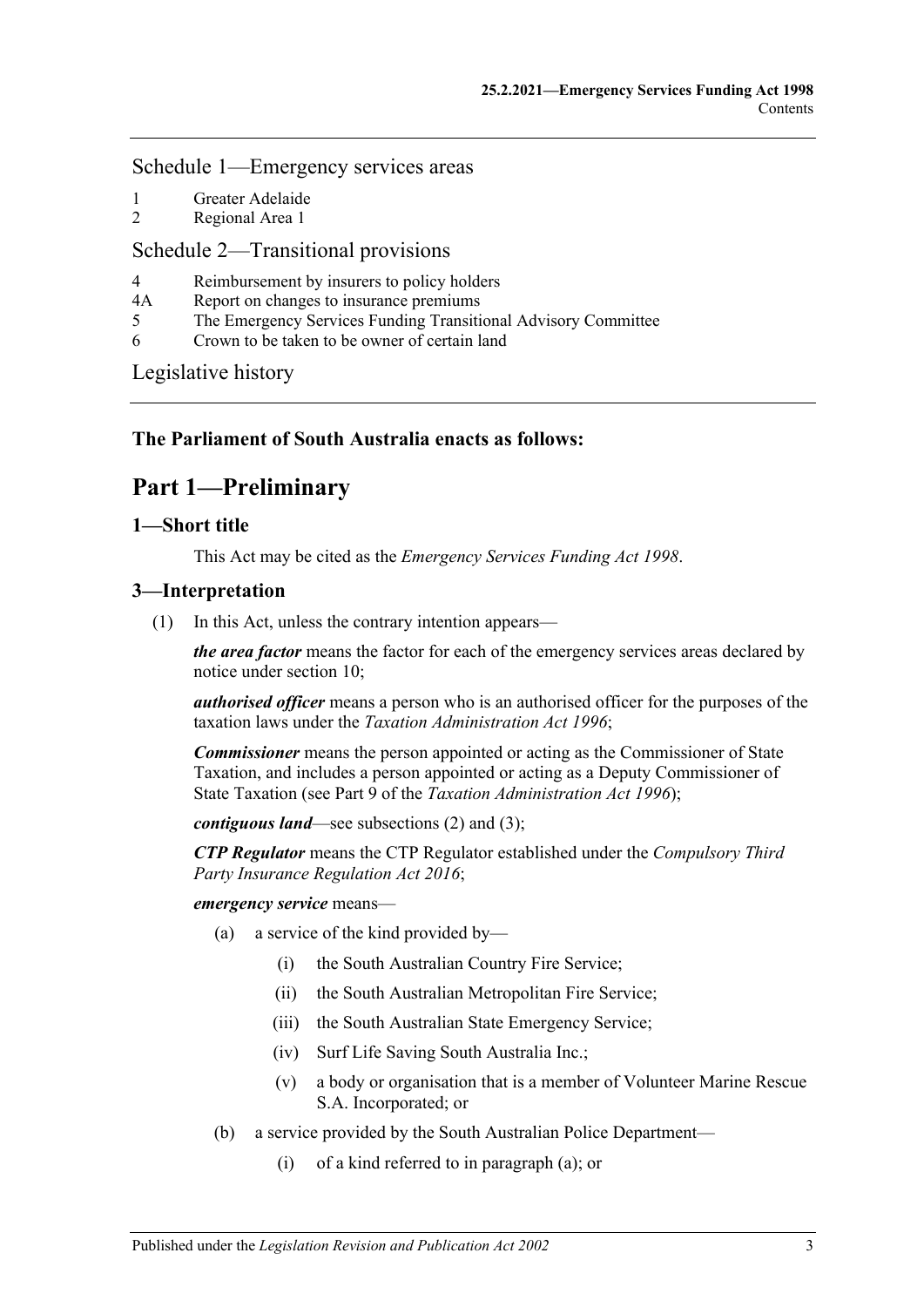Schedule 1—Emergency services areas

1 Greater Adelaide
2 Regional Area 1

Schedule 2—Transitional provisions

4 Reimbursement by insurers to policy holders
4A Report on changes to insurance premiums
5 The Emergency Services Funding Transitional Advisory Committee
6 Crown to be taken to be owner of certain land

Legislative history

**The Parliament of South Australia enacts as follows:**

# Part 1—Preliminary

## 1—Short title

This Act may be cited as the *Emergency Services Funding Act 1998*.

## 3—Interpretation

(1) In this Act, unless the contrary intention appears—

***the area factor*** means the factor for each of the emergency services areas declared by notice under section 10;

***authorised officer*** means a person who is an authorised officer for the purposes of the taxation laws under the *Taxation Administration Act 1996*;

***Commissioner*** means the person appointed or acting as the Commissioner of State Taxation, and includes a person appointed or acting as a Deputy Commissioner of State Taxation (see Part 9 of the *Taxation Administration Act 1996*);

***contiguous land***—see subsections (2) and (3);

***CTP Regulator*** means the CTP Regulator established under the *Compulsory Third Party Insurance Regulation Act 2016*;

***emergency service*** means—

(a) a service of the kind provided by—

(i) the South Australian Country Fire Service;

(ii) the South Australian Metropolitan Fire Service;

(iii) the South Australian State Emergency Service;

(iv) Surf Life Saving South Australia Inc.;

(v) a body or organisation that is a member of Volunteer Marine Rescue S.A. Incorporated; or

(b) a service provided by the South Australian Police Department—

(i) of a kind referred to in paragraph (a); or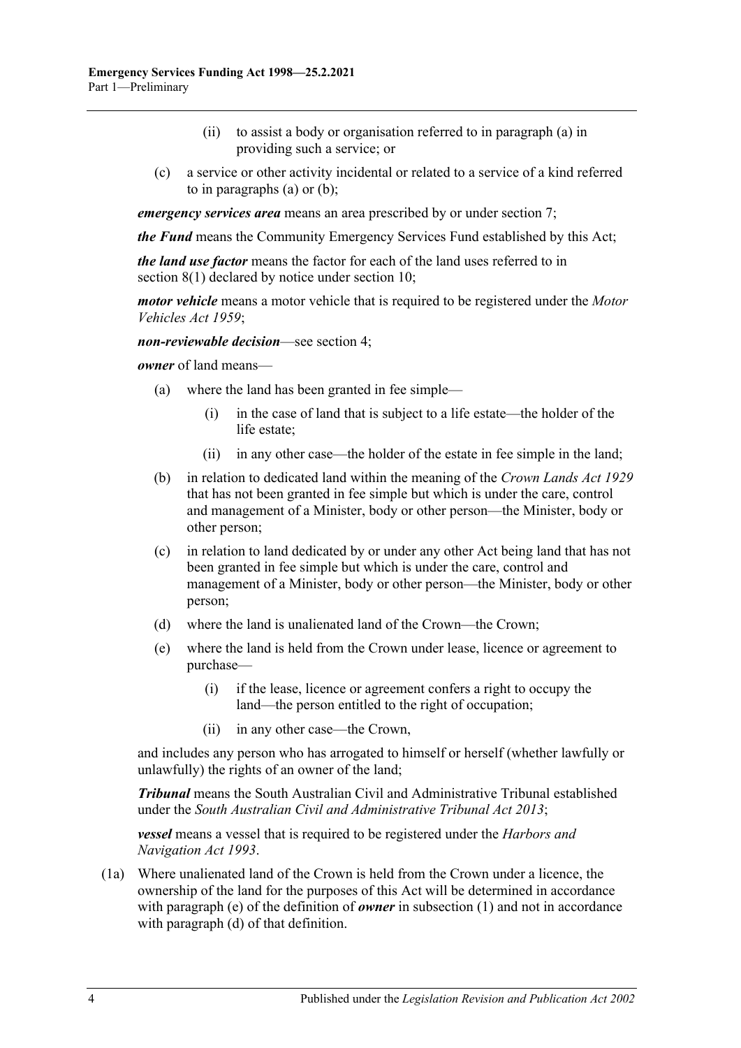(ii) to assist a body or organisation referred to in paragraph (a) in providing such a service; or

(c) a service or other activity incidental or related to a service of a kind referred to in paragraphs (a) or (b);

***emergency services area*** means an area prescribed by or under section 7;

***the Fund*** means the Community Emergency Services Fund established by this Act;

***the land use factor*** means the factor for each of the land uses referred to in section 8(1) declared by notice under section 10;

***motor vehicle*** means a motor vehicle that is required to be registered under the *Motor Vehicles Act 1959*;

***non-reviewable decision***—see section 4;

***owner*** of land means—

(a) where the land has been granted in fee simple—

(i) in the case of land that is subject to a life estate—the holder of the life estate;

(ii) in any other case—the holder of the estate in fee simple in the land;

(b) in relation to dedicated land within the meaning of the *Crown Lands Act 1929* that has not been granted in fee simple but which is under the care, control and management of a Minister, body or other person—the Minister, body or other person;

(c) in relation to land dedicated by or under any other Act being land that has not been granted in fee simple but which is under the care, control and management of a Minister, body or other person—the Minister, body or other person;

(d) where the land is unalienated land of the Crown—the Crown;

(e) where the land is held from the Crown under lease, licence or agreement to purchase—

(i) if the lease, licence or agreement confers a right to occupy the land—the person entitled to the right of occupation;

(ii) in any other case—the Crown,

and includes any person who has arrogated to himself or herself (whether lawfully or unlawfully) the rights of an owner of the land;

***Tribunal*** means the South Australian Civil and Administrative Tribunal established under the *South Australian Civil and Administrative Tribunal Act 2013*;

***vessel*** means a vessel that is required to be registered under the *Harbors and Navigation Act 1993*.

(1a) Where unalienated land of the Crown is held from the Crown under a licence, the ownership of the land for the purposes of this Act will be determined in accordance with paragraph (e) of the definition of ***owner*** in subsection (1) and not in accordance with paragraph (d) of that definition.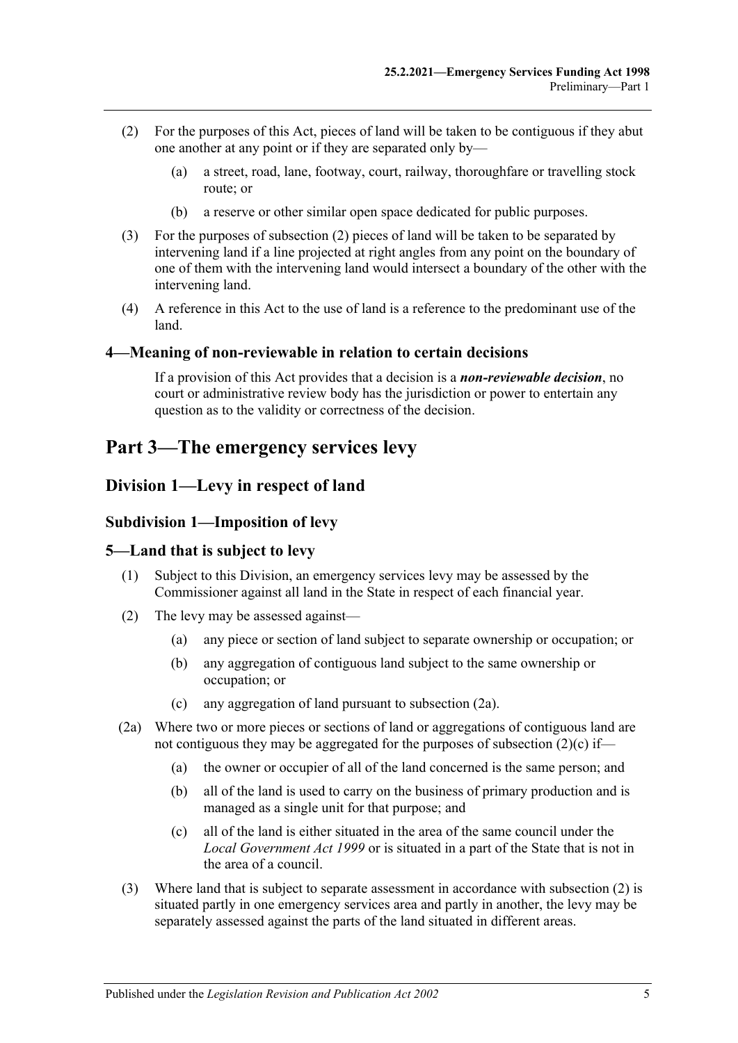(2) For the purposes of this Act, pieces of land will be taken to be contiguous if they abut one another at any point or if they are separated only by—

(a) a street, road, lane, footway, court, railway, thoroughfare or travelling stock route; or

(b) a reserve or other similar open space dedicated for public purposes.

(3) For the purposes of subsection (2) pieces of land will be taken to be separated by intervening land if a line projected at right angles from any point on the boundary of one of them with the intervening land would intersect a boundary of the other with the intervening land.

(4) A reference in this Act to the use of land is a reference to the predominant use of the land.

### 4—Meaning of non-reviewable in relation to certain decisions

If a provision of this Act provides that a decision is a ***non-reviewable decision***, no court or administrative review body has the jurisdiction or power to entertain any question as to the validity or correctness of the decision.

# Part 3—The emergency services levy

## Division 1—Levy in respect of land

### Subdivision 1—Imposition of levy

### 5—Land that is subject to levy

(1) Subject to this Division, an emergency services levy may be assessed by the Commissioner against all land in the State in respect of each financial year.

(2) The levy may be assessed against—

(a) any piece or section of land subject to separate ownership or occupation; or

(b) any aggregation of contiguous land subject to the same ownership or occupation; or

(c) any aggregation of land pursuant to subsection (2a).

(2a) Where two or more pieces or sections of land or aggregations of contiguous land are not contiguous they may be aggregated for the purposes of subsection (2)(c) if—

(a) the owner or occupier of all of the land concerned is the same person; and

(b) all of the land is used to carry on the business of primary production and is managed as a single unit for that purpose; and

(c) all of the land is either situated in the area of the same council under the *Local Government Act 1999* or is situated in a part of the State that is not in the area of a council.

(3) Where land that is subject to separate assessment in accordance with subsection (2) is situated partly in one emergency services area and partly in another, the levy may be separately assessed against the parts of the land situated in different areas.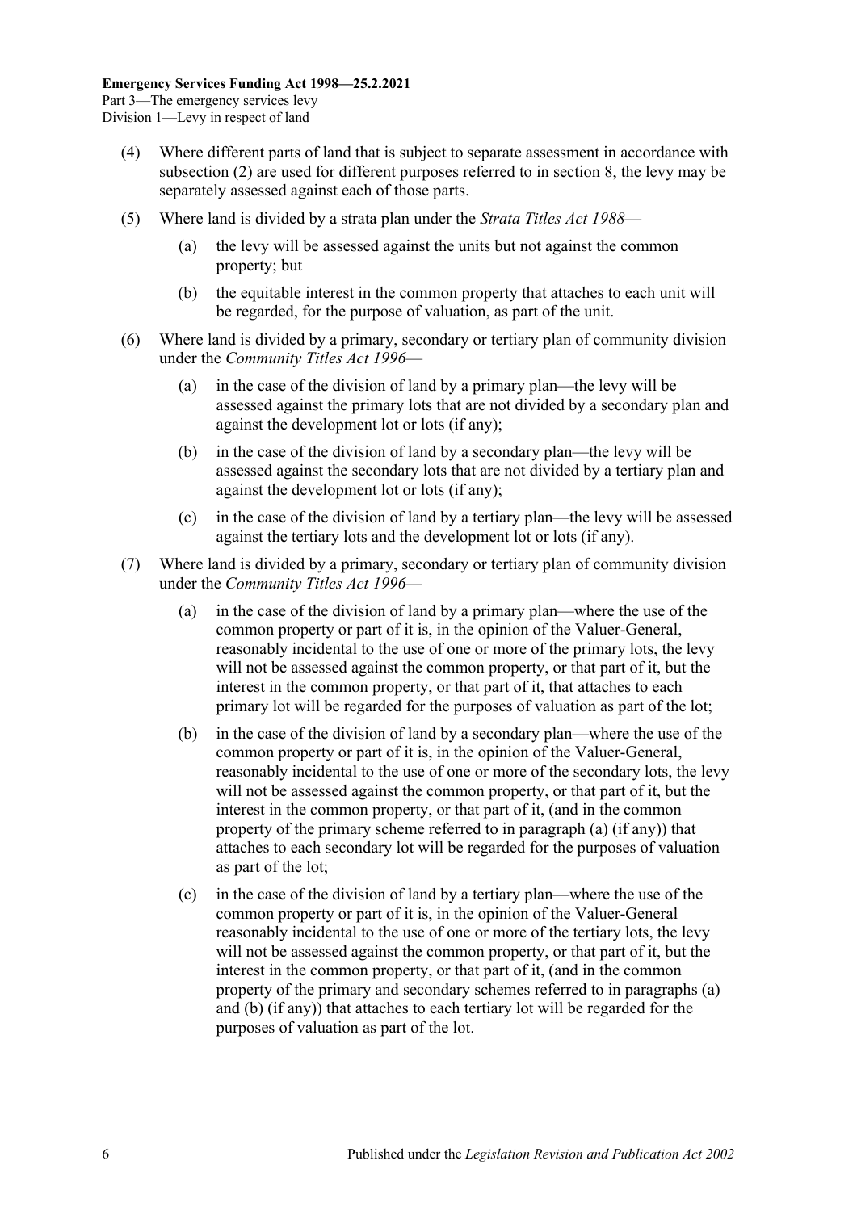(4) Where different parts of land that is subject to separate assessment in accordance with subsection (2) are used for different purposes referred to in section 8, the levy may be separately assessed against each of those parts.

(5) Where land is divided by a strata plan under the *Strata Titles Act 1988*—

- (a) the levy will be assessed against the units but not against the common property; but
- (b) the equitable interest in the common property that attaches to each unit will be regarded, for the purpose of valuation, as part of the unit.

(6) Where land is divided by a primary, secondary or tertiary plan of community division under the *Community Titles Act 1996*—

- (a) in the case of the division of land by a primary plan—the levy will be assessed against the primary lots that are not divided by a secondary plan and against the development lot or lots (if any);
- (b) in the case of the division of land by a secondary plan—the levy will be assessed against the secondary lots that are not divided by a tertiary plan and against the development lot or lots (if any);
- (c) in the case of the division of land by a tertiary plan—the levy will be assessed against the tertiary lots and the development lot or lots (if any).

(7) Where land is divided by a primary, secondary or tertiary plan of community division under the *Community Titles Act 1996*—

- (a) in the case of the division of land by a primary plan—where the use of the common property or part of it is, in the opinion of the Valuer-General, reasonably incidental to the use of one or more of the primary lots, the levy will not be assessed against the common property, or that part of it, but the interest in the common property, or that part of it, that attaches to each primary lot will be regarded for the purposes of valuation as part of the lot;
- (b) in the case of the division of land by a secondary plan—where the use of the common property or part of it is, in the opinion of the Valuer-General, reasonably incidental to the use of one or more of the secondary lots, the levy will not be assessed against the common property, or that part of it, but the interest in the common property, or that part of it, (and in the common property of the primary scheme referred to in paragraph (a) (if any)) that attaches to each secondary lot will be regarded for the purposes of valuation as part of the lot;
- (c) in the case of the division of land by a tertiary plan—where the use of the common property or part of it is, in the opinion of the Valuer-General reasonably incidental to the use of one or more of the tertiary lots, the levy will not be assessed against the common property, or that part of it, but the interest in the common property, or that part of it, (and in the common property of the primary and secondary schemes referred to in paragraphs (a) and (b) (if any)) that attaches to each tertiary lot will be regarded for the purposes of valuation as part of the lot.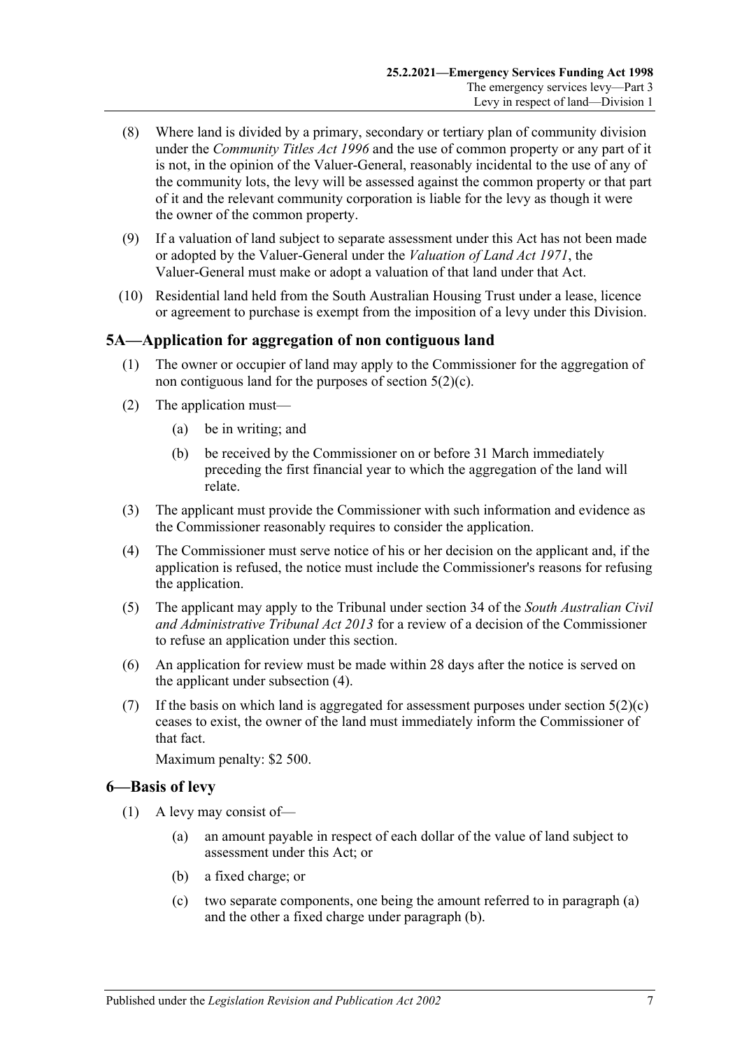(8) Where land is divided by a primary, secondary or tertiary plan of community division under the *Community Titles Act 1996* and the use of common property or any part of it is not, in the opinion of the Valuer-General, reasonably incidental to the use of any of the community lots, the levy will be assessed against the common property or that part of it and the relevant community corporation is liable for the levy as though it were the owner of the common property.

(9) If a valuation of land subject to separate assessment under this Act has not been made or adopted by the Valuer-General under the *Valuation of Land Act 1971*, the Valuer-General must make or adopt a valuation of that land under that Act.

(10) Residential land held from the South Australian Housing Trust under a lease, licence or agreement to purchase is exempt from the imposition of a levy under this Division.

## 5A—Application for aggregation of non contiguous land

(1) The owner or occupier of land may apply to the Commissioner for the aggregation of non contiguous land for the purposes of section 5(2)(c).

(2) The application must—

  (a) be in writing; and

  (b) be received by the Commissioner on or before 31 March immediately preceding the first financial year to which the aggregation of the land will relate.

(3) The applicant must provide the Commissioner with such information and evidence as the Commissioner reasonably requires to consider the application.

(4) The Commissioner must serve notice of his or her decision on the applicant and, if the application is refused, the notice must include the Commissioner's reasons for refusing the application.

(5) The applicant may apply to the Tribunal under section 34 of the *South Australian Civil and Administrative Tribunal Act 2013* for a review of a decision of the Commissioner to refuse an application under this section.

(6) An application for review must be made within 28 days after the notice is served on the applicant under subsection (4).

(7) If the basis on which land is aggregated for assessment purposes under section 5(2)(c) ceases to exist, the owner of the land must immediately inform the Commissioner of that fact.

Maximum penalty: $2 500.

## 6—Basis of levy

(1) A levy may consist of—

  (a) an amount payable in respect of each dollar of the value of land subject to assessment under this Act; or

  (b) a fixed charge; or

  (c) two separate components, one being the amount referred to in paragraph (a) and the other a fixed charge under paragraph (b).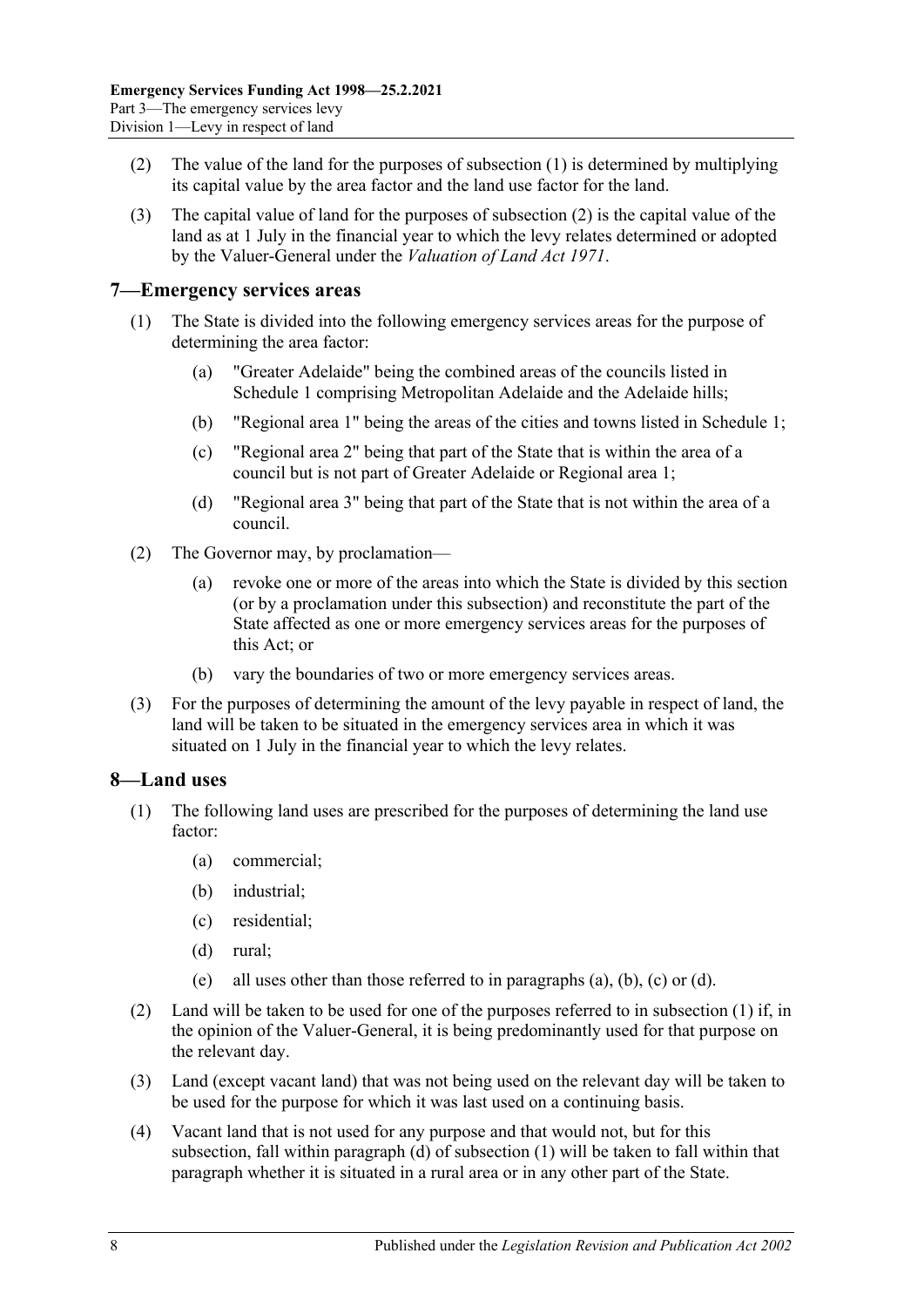(2) The value of the land for the purposes of subsection (1) is determined by multiplying its capital value by the area factor and the land use factor for the land.

(3) The capital value of land for the purposes of subsection (2) is the capital value of the land as at 1 July in the financial year to which the levy relates determined or adopted by the Valuer-General under the *Valuation of Land Act 1971*.

## 7—Emergency services areas

(1) The State is divided into the following emergency services areas for the purpose of determining the area factor:

- (a) "Greater Adelaide" being the combined areas of the councils listed in Schedule 1 comprising Metropolitan Adelaide and the Adelaide hills;
- (b) "Regional area 1" being the areas of the cities and towns listed in Schedule 1;
- (c) "Regional area 2" being that part of the State that is within the area of a council but is not part of Greater Adelaide or Regional area 1;
- (d) "Regional area 3" being that part of the State that is not within the area of a council.

(2) The Governor may, by proclamation—

- (a) revoke one or more of the areas into which the State is divided by this section (or by a proclamation under this subsection) and reconstitute the part of the State affected as one or more emergency services areas for the purposes of this Act; or
- (b) vary the boundaries of two or more emergency services areas.

(3) For the purposes of determining the amount of the levy payable in respect of land, the land will be taken to be situated in the emergency services area in which it was situated on 1 July in the financial year to which the levy relates.

## 8—Land uses

(1) The following land uses are prescribed for the purposes of determining the land use factor:

- (a) commercial;
- (b) industrial;
- (c) residential;
- (d) rural;
- (e) all uses other than those referred to in paragraphs (a), (b), (c) or (d).

(2) Land will be taken to be used for one of the purposes referred to in subsection (1) if, in the opinion of the Valuer-General, it is being predominantly used for that purpose on the relevant day.

(3) Land (except vacant land) that was not being used on the relevant day will be taken to be used for the purpose for which it was last used on a continuing basis.

(4) Vacant land that is not used for any purpose and that would not, but for this subsection, fall within paragraph (d) of subsection (1) will be taken to fall within that paragraph whether it is situated in a rural area or in any other part of the State.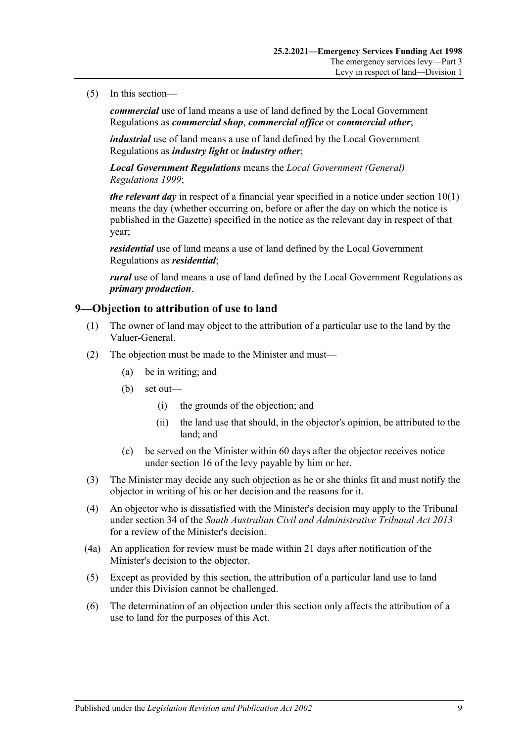(5) In this section—

***commercial*** use of land means a use of land defined by the Local Government Regulations as ***commercial shop***, ***commercial office*** or ***commercial other***;

***industrial*** use of land means a use of land defined by the Local Government Regulations as ***industry light*** or ***industry other***;

***Local Government Regulations*** means the *Local Government (General) Regulations 1999*;

***the relevant day*** in respect of a financial year specified in a notice under section 10(1) means the day (whether occurring on, before or after the day on which the notice is published in the Gazette) specified in the notice as the relevant day in respect of that year;

***residential*** use of land means a use of land defined by the Local Government Regulations as ***residential***;

***rural*** use of land means a use of land defined by the Local Government Regulations as ***primary production***.

## 9—Objection to attribution of use to land

(1) The owner of land may object to the attribution of a particular use to the land by the Valuer-General.

(2) The objection must be made to the Minister and must—

- (a) be in writing; and
- (b) set out—
  - (i) the grounds of the objection; and
  - (ii) the land use that should, in the objector's opinion, be attributed to the land; and
- (c) be served on the Minister within 60 days after the objector receives notice under section 16 of the levy payable by him or her.

(3) The Minister may decide any such objection as he or she thinks fit and must notify the objector in writing of his or her decision and the reasons for it.

(4) An objector who is dissatisfied with the Minister's decision may apply to the Tribunal under section 34 of the *South Australian Civil and Administrative Tribunal Act 2013* for a review of the Minister's decision.

(4a) An application for review must be made within 21 days after notification of the Minister's decision to the objector.

(5) Except as provided by this section, the attribution of a particular land use to land under this Division cannot be challenged.

(6) The determination of an objection under this section only affects the attribution of a use to land for the purposes of this Act.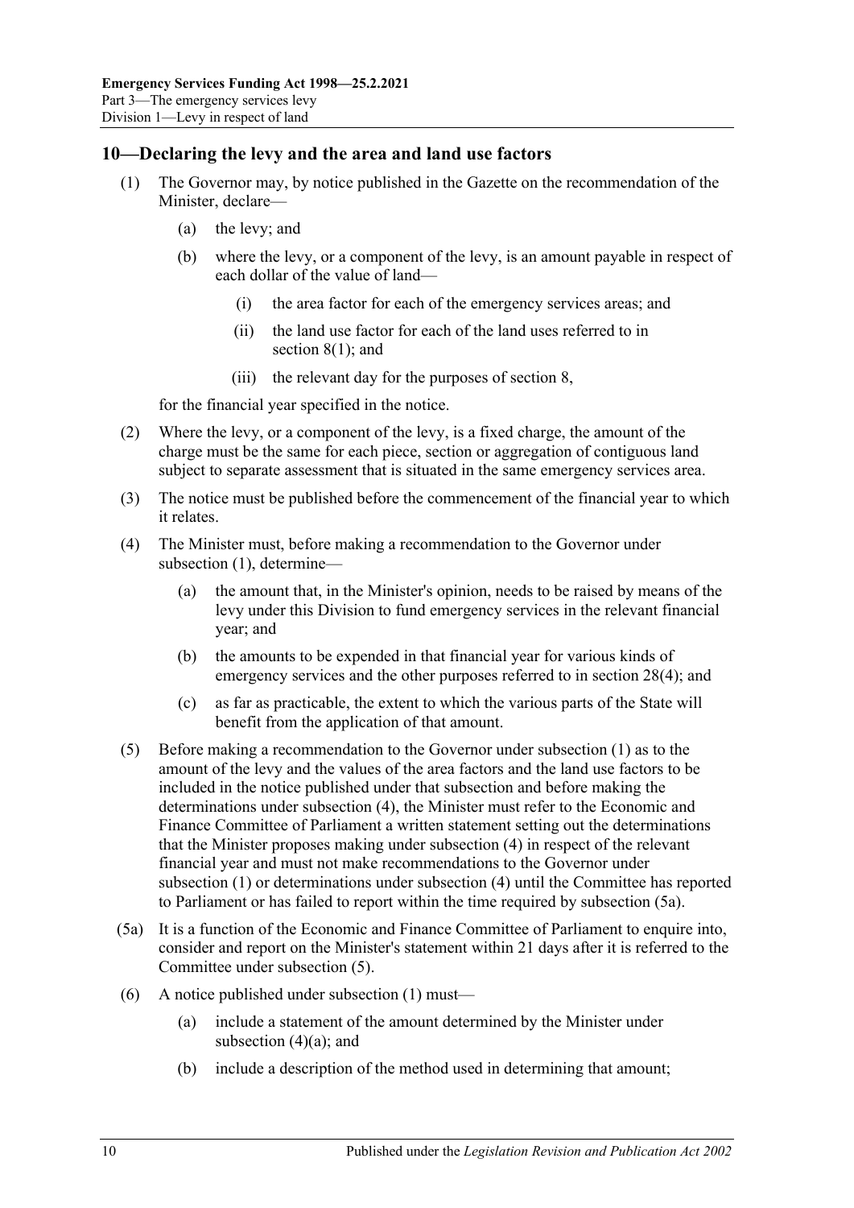## 10—Declaring the levy and the area and land use factors

(1) The Governor may, by notice published in the Gazette on the recommendation of the Minister, declare—

(a) the levy; and

(b) where the levy, or a component of the levy, is an amount payable in respect of each dollar of the value of land—

(i) the area factor for each of the emergency services areas; and

(ii) the land use factor for each of the land uses referred to in section 8(1); and

(iii) the relevant day for the purposes of section 8,

for the financial year specified in the notice.

(2) Where the levy, or a component of the levy, is a fixed charge, the amount of the charge must be the same for each piece, section or aggregation of contiguous land subject to separate assessment that is situated in the same emergency services area.

(3) The notice must be published before the commencement of the financial year to which it relates.

(4) The Minister must, before making a recommendation to the Governor under subsection (1), determine—

(a) the amount that, in the Minister's opinion, needs to be raised by means of the levy under this Division to fund emergency services in the relevant financial year; and

(b) the amounts to be expended in that financial year for various kinds of emergency services and the other purposes referred to in section 28(4); and

(c) as far as practicable, the extent to which the various parts of the State will benefit from the application of that amount.

(5) Before making a recommendation to the Governor under subsection (1) as to the amount of the levy and the values of the area factors and the land use factors to be included in the notice published under that subsection and before making the determinations under subsection (4), the Minister must refer to the Economic and Finance Committee of Parliament a written statement setting out the determinations that the Minister proposes making under subsection (4) in respect of the relevant financial year and must not make recommendations to the Governor under subsection (1) or determinations under subsection (4) until the Committee has reported to Parliament or has failed to report within the time required by subsection (5a).

(5a) It is a function of the Economic and Finance Committee of Parliament to enquire into, consider and report on the Minister's statement within 21 days after it is referred to the Committee under subsection (5).

(6) A notice published under subsection (1) must—

(a) include a statement of the amount determined by the Minister under subsection (4)(a); and

(b) include a description of the method used in determining that amount;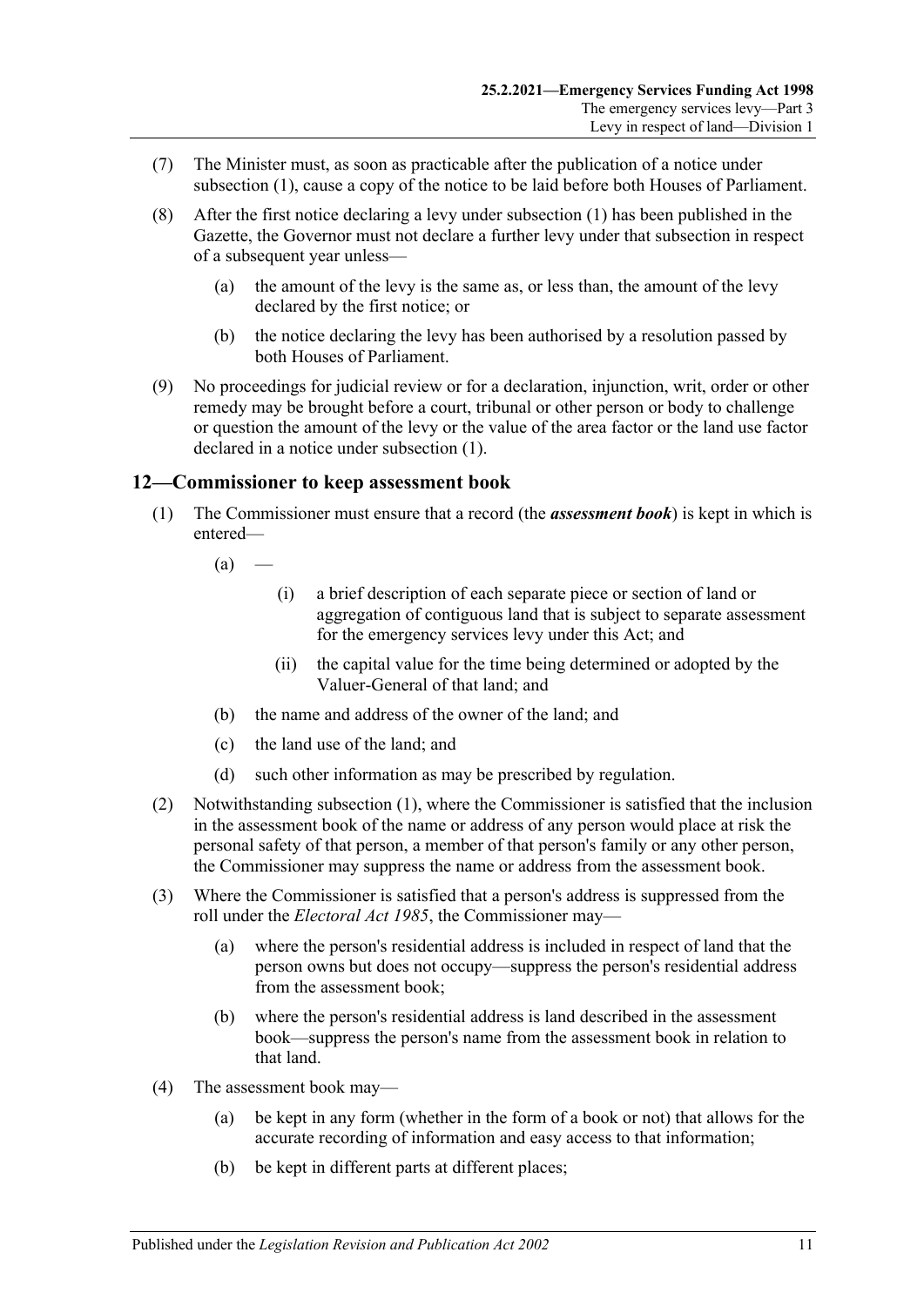(7) The Minister must, as soon as practicable after the publication of a notice under subsection (1), cause a copy of the notice to be laid before both Houses of Parliament.

(8) After the first notice declaring a levy under subsection (1) has been published in the Gazette, the Governor must not declare a further levy under that subsection in respect of a subsequent year unless—

(a) the amount of the levy is the same as, or less than, the amount of the levy declared by the first notice; or

(b) the notice declaring the levy has been authorised by a resolution passed by both Houses of Parliament.

(9) No proceedings for judicial review or for a declaration, injunction, writ, order or other remedy may be brought before a court, tribunal or other person or body to challenge or question the amount of the levy or the value of the area factor or the land use factor declared in a notice under subsection (1).

## 12—Commissioner to keep assessment book

(1) The Commissioner must ensure that a record (the ***assessment book***) is kept in which is entered—

(a) —

(i) a brief description of each separate piece or section of land or aggregation of contiguous land that is subject to separate assessment for the emergency services levy under this Act; and

(ii) the capital value for the time being determined or adopted by the Valuer-General of that land; and

(b) the name and address of the owner of the land; and

(c) the land use of the land; and

(d) such other information as may be prescribed by regulation.

(2) Notwithstanding subsection (1), where the Commissioner is satisfied that the inclusion in the assessment book of the name or address of any person would place at risk the personal safety of that person, a member of that person's family or any other person, the Commissioner may suppress the name or address from the assessment book.

(3) Where the Commissioner is satisfied that a person's address is suppressed from the roll under the *Electoral Act 1985*, the Commissioner may—

(a) where the person's residential address is included in respect of land that the person owns but does not occupy—suppress the person's residential address from the assessment book;

(b) where the person's residential address is land described in the assessment book—suppress the person's name from the assessment book in relation to that land.

(4) The assessment book may—

(a) be kept in any form (whether in the form of a book or not) that allows for the accurate recording of information and easy access to that information;

(b) be kept in different parts at different places;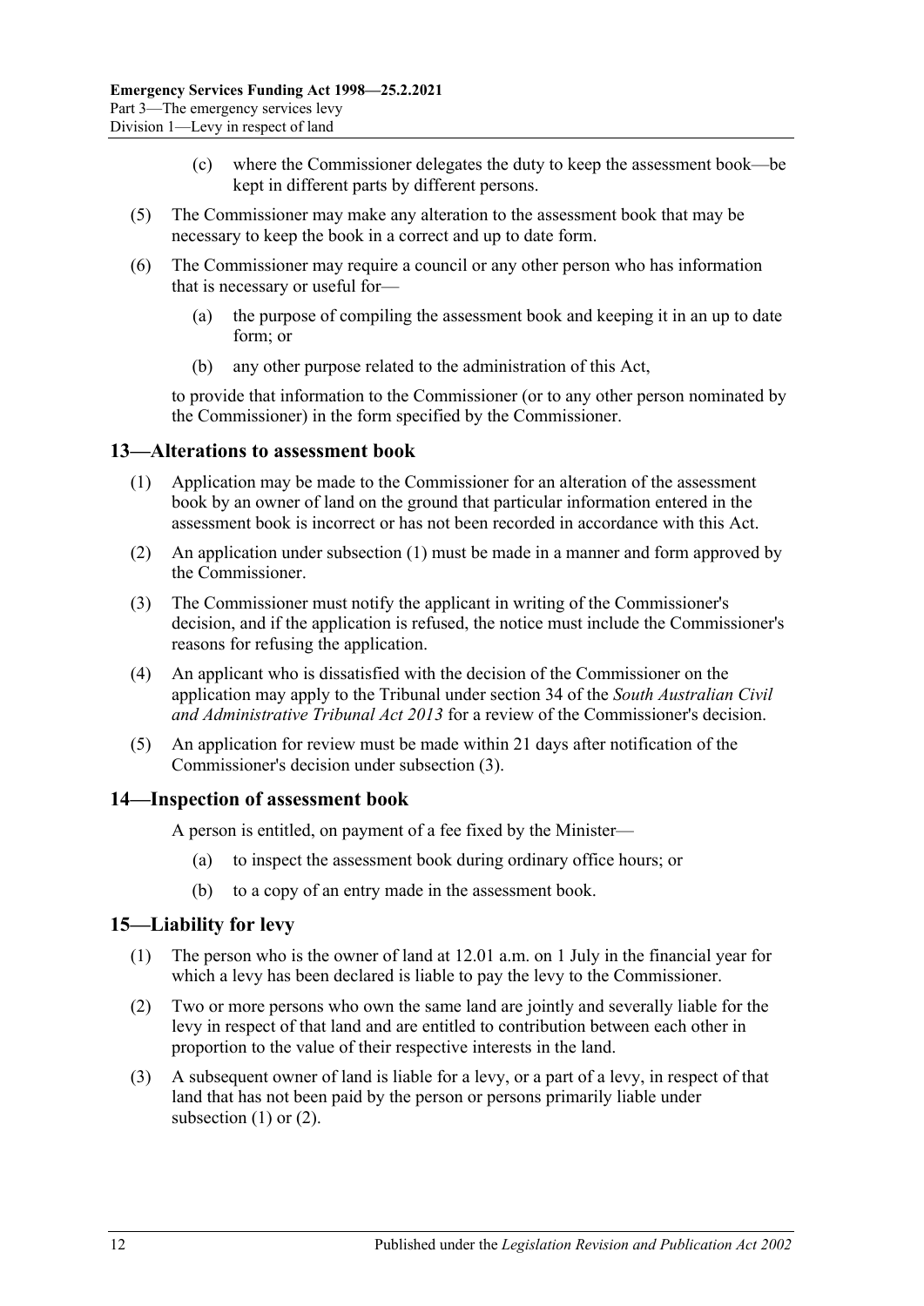(c) where the Commissioner delegates the duty to keep the assessment book—be kept in different parts by different persons.

(5) The Commissioner may make any alteration to the assessment book that may be necessary to keep the book in a correct and up to date form.

(6) The Commissioner may require a council or any other person who has information that is necessary or useful for—

(a) the purpose of compiling the assessment book and keeping it in an up to date form; or

(b) any other purpose related to the administration of this Act,

to provide that information to the Commissioner (or to any other person nominated by the Commissioner) in the form specified by the Commissioner.

## 13—Alterations to assessment book

(1) Application may be made to the Commissioner for an alteration of the assessment book by an owner of land on the ground that particular information entered in the assessment book is incorrect or has not been recorded in accordance with this Act.

(2) An application under subsection (1) must be made in a manner and form approved by the Commissioner.

(3) The Commissioner must notify the applicant in writing of the Commissioner's decision, and if the application is refused, the notice must include the Commissioner's reasons for refusing the application.

(4) An applicant who is dissatisfied with the decision of the Commissioner on the application may apply to the Tribunal under section 34 of the *South Australian Civil and Administrative Tribunal Act 2013* for a review of the Commissioner's decision.

(5) An application for review must be made within 21 days after notification of the Commissioner's decision under subsection (3).

## 14—Inspection of assessment book

A person is entitled, on payment of a fee fixed by the Minister—

(a) to inspect the assessment book during ordinary office hours; or

(b) to a copy of an entry made in the assessment book.

## 15—Liability for levy

(1) The person who is the owner of land at 12.01 a.m. on 1 July in the financial year for which a levy has been declared is liable to pay the levy to the Commissioner.

(2) Two or more persons who own the same land are jointly and severally liable for the levy in respect of that land and are entitled to contribution between each other in proportion to the value of their respective interests in the land.

(3) A subsequent owner of land is liable for a levy, or a part of a levy, in respect of that land that has not been paid by the person or persons primarily liable under subsection (1) or (2).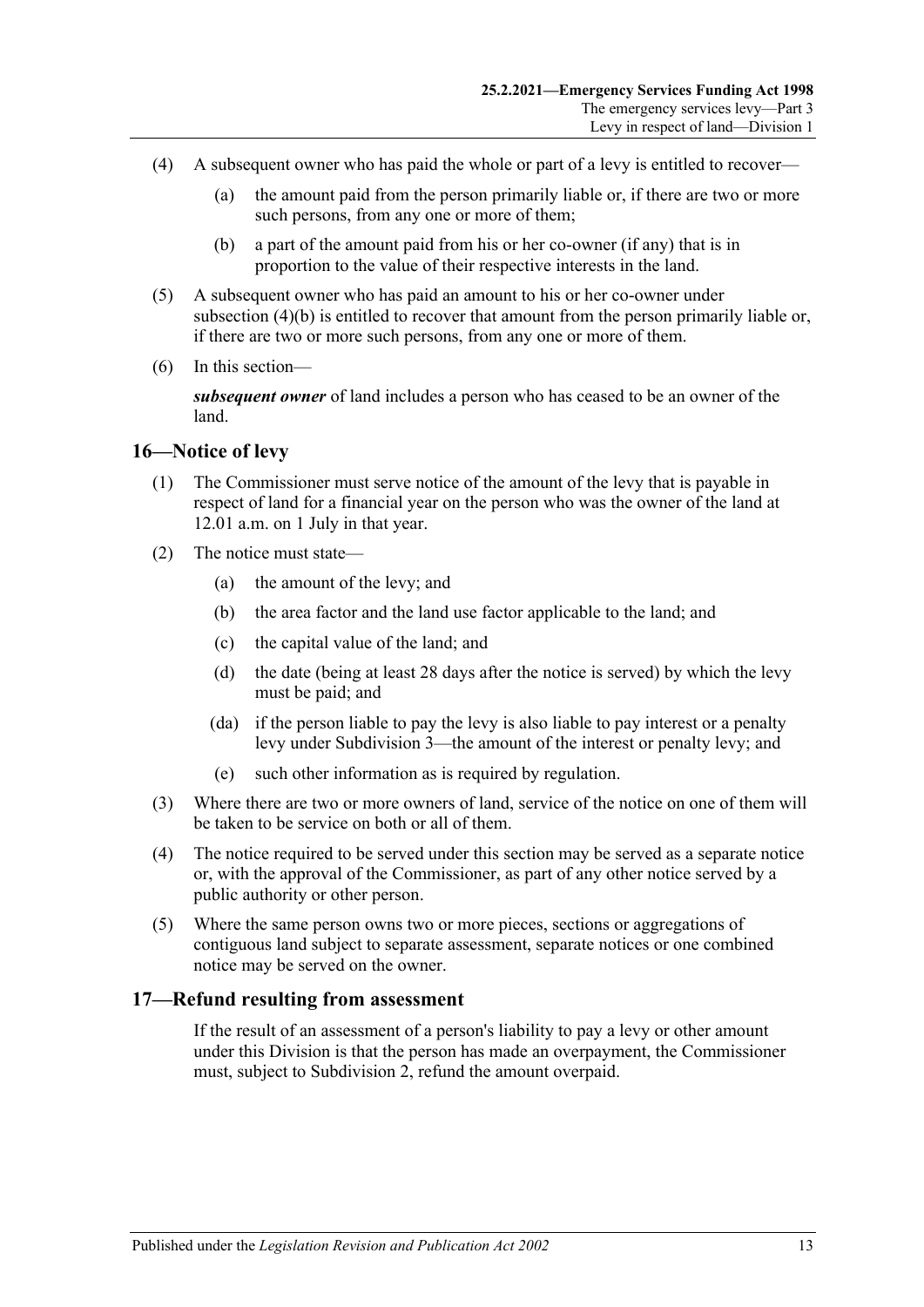(4) A subsequent owner who has paid the whole or part of a levy is entitled to recover—

(a) the amount paid from the person primarily liable or, if there are two or more such persons, from any one or more of them;

(b) a part of the amount paid from his or her co-owner (if any) that is in proportion to the value of their respective interests in the land.

(5) A subsequent owner who has paid an amount to his or her co-owner under subsection (4)(b) is entitled to recover that amount from the person primarily liable or, if there are two or more such persons, from any one or more of them.

(6) In this section—

***subsequent owner*** of land includes a person who has ceased to be an owner of the land.

## 16—Notice of levy

(1) The Commissioner must serve notice of the amount of the levy that is payable in respect of land for a financial year on the person who was the owner of the land at 12.01 a.m. on 1 July in that year.

(2) The notice must state—

(a) the amount of the levy; and

(b) the area factor and the land use factor applicable to the land; and

(c) the capital value of the land; and

(d) the date (being at least 28 days after the notice is served) by which the levy must be paid; and

(da) if the person liable to pay the levy is also liable to pay interest or a penalty levy under Subdivision 3—the amount of the interest or penalty levy; and

(e) such other information as is required by regulation.

(3) Where there are two or more owners of land, service of the notice on one of them will be taken to be service on both or all of them.

(4) The notice required to be served under this section may be served as a separate notice or, with the approval of the Commissioner, as part of any other notice served by a public authority or other person.

(5) Where the same person owns two or more pieces, sections or aggregations of contiguous land subject to separate assessment, separate notices or one combined notice may be served on the owner.

## 17—Refund resulting from assessment

If the result of an assessment of a person's liability to pay a levy or other amount under this Division is that the person has made an overpayment, the Commissioner must, subject to Subdivision 2, refund the amount overpaid.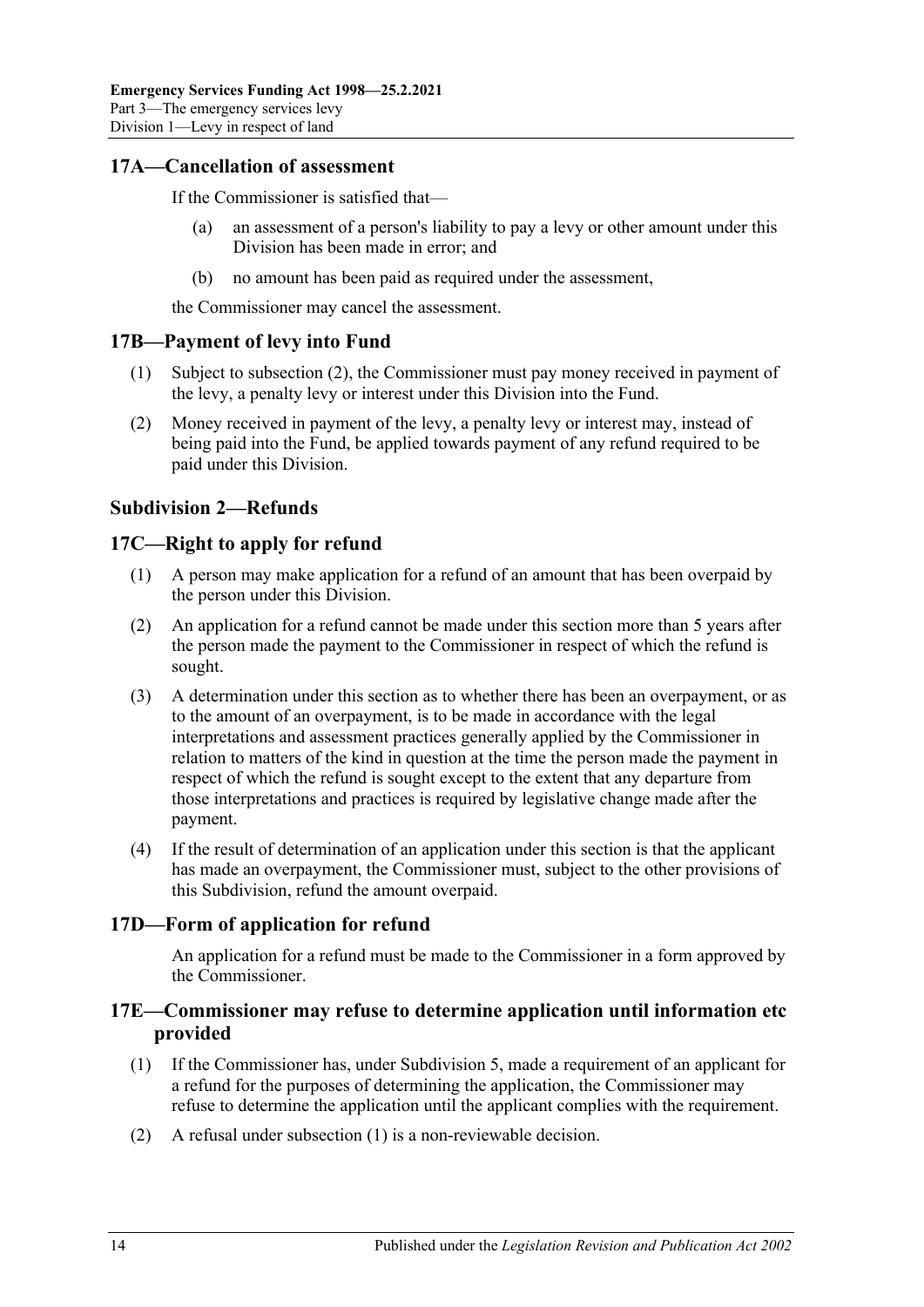## 17A—Cancellation of assessment

If the Commissioner is satisfied that—

(a) an assessment of a person's liability to pay a levy or other amount under this Division has been made in error; and

(b) no amount has been paid as required under the assessment,

the Commissioner may cancel the assessment.

## 17B—Payment of levy into Fund

(1) Subject to subsection (2), the Commissioner must pay money received in payment of the levy, a penalty levy or interest under this Division into the Fund.

(2) Money received in payment of the levy, a penalty levy or interest may, instead of being paid into the Fund, be applied towards payment of any refund required to be paid under this Division.

### Subdivision 2—Refunds

## 17C—Right to apply for refund

(1) A person may make application for a refund of an amount that has been overpaid by the person under this Division.

(2) An application for a refund cannot be made under this section more than 5 years after the person made the payment to the Commissioner in respect of which the refund is sought.

(3) A determination under this section as to whether there has been an overpayment, or as to the amount of an overpayment, is to be made in accordance with the legal interpretations and assessment practices generally applied by the Commissioner in relation to matters of the kind in question at the time the person made the payment in respect of which the refund is sought except to the extent that any departure from those interpretations and practices is required by legislative change made after the payment.

(4) If the result of determination of an application under this section is that the applicant has made an overpayment, the Commissioner must, subject to the other provisions of this Subdivision, refund the amount overpaid.

## 17D—Form of application for refund

An application for a refund must be made to the Commissioner in a form approved by the Commissioner.

## 17E—Commissioner may refuse to determine application until information etc provided

(1) If the Commissioner has, under Subdivision 5, made a requirement of an applicant for a refund for the purposes of determining the application, the Commissioner may refuse to determine the application until the applicant complies with the requirement.

(2) A refusal under subsection (1) is a non-reviewable decision.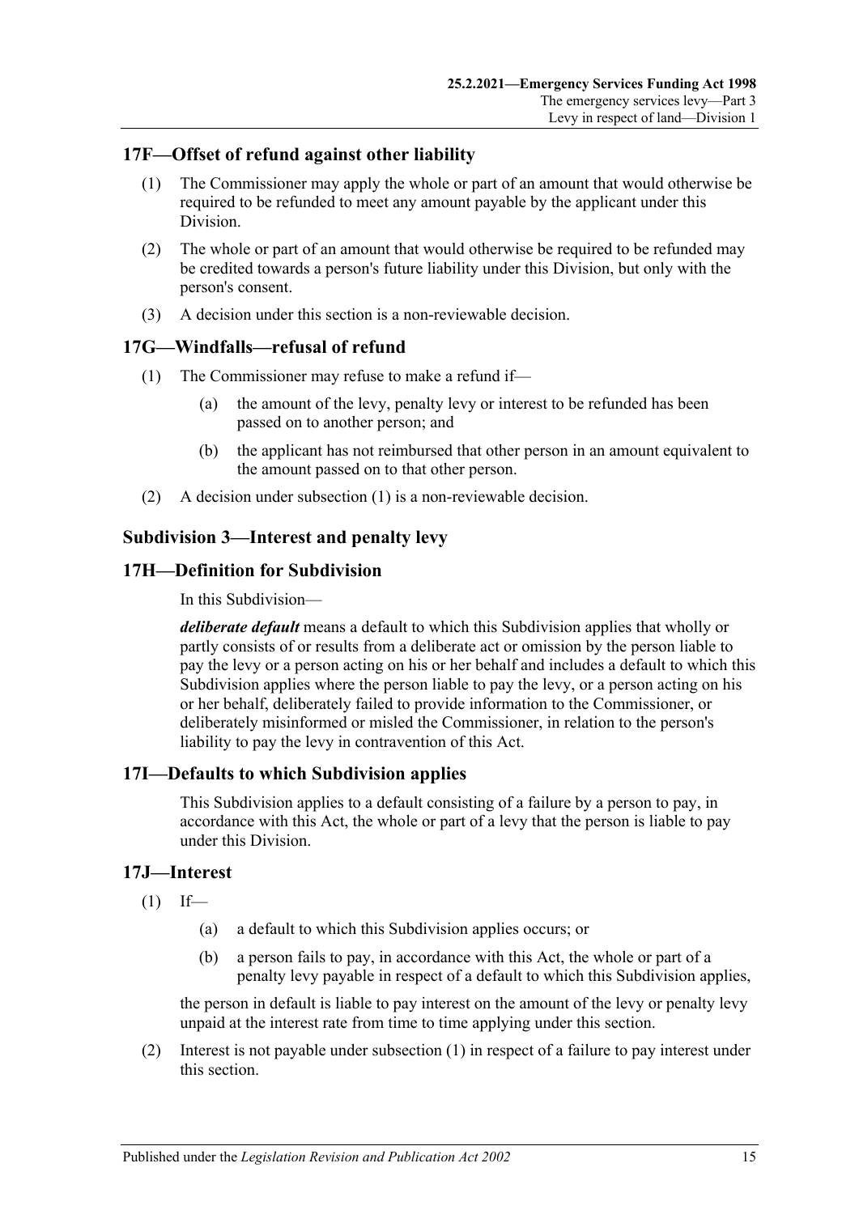## 17F—Offset of refund against other liability

(1) The Commissioner may apply the whole or part of an amount that would otherwise be required to be refunded to meet any amount payable by the applicant under this Division.

(2) The whole or part of an amount that would otherwise be required to be refunded may be credited towards a person's future liability under this Division, but only with the person's consent.

(3) A decision under this section is a non-reviewable decision.

## 17G—Windfalls—refusal of refund

(1) The Commissioner may refuse to make a refund if—

- (a) the amount of the levy, penalty levy or interest to be refunded has been passed on to another person; and
- (b) the applicant has not reimbursed that other person in an amount equivalent to the amount passed on to that other person.

(2) A decision under subsection (1) is a non-reviewable decision.

### Subdivision 3—Interest and penalty levy

## 17H—Definition for Subdivision

In this Subdivision—

***deliberate default*** means a default to which this Subdivision applies that wholly or partly consists of or results from a deliberate act or omission by the person liable to pay the levy or a person acting on his or her behalf and includes a default to which this Subdivision applies where the person liable to pay the levy, or a person acting on his or her behalf, deliberately failed to provide information to the Commissioner, or deliberately misinformed or misled the Commissioner, in relation to the person's liability to pay the levy in contravention of this Act.

## 17I—Defaults to which Subdivision applies

This Subdivision applies to a default consisting of a failure by a person to pay, in accordance with this Act, the whole or part of a levy that the person is liable to pay under this Division.

## 17J—Interest

(1) If—

- (a) a default to which this Subdivision applies occurs; or
- (b) a person fails to pay, in accordance with this Act, the whole or part of a penalty levy payable in respect of a default to which this Subdivision applies,

the person in default is liable to pay interest on the amount of the levy or penalty levy unpaid at the interest rate from time to time applying under this section.

(2) Interest is not payable under subsection (1) in respect of a failure to pay interest under this section.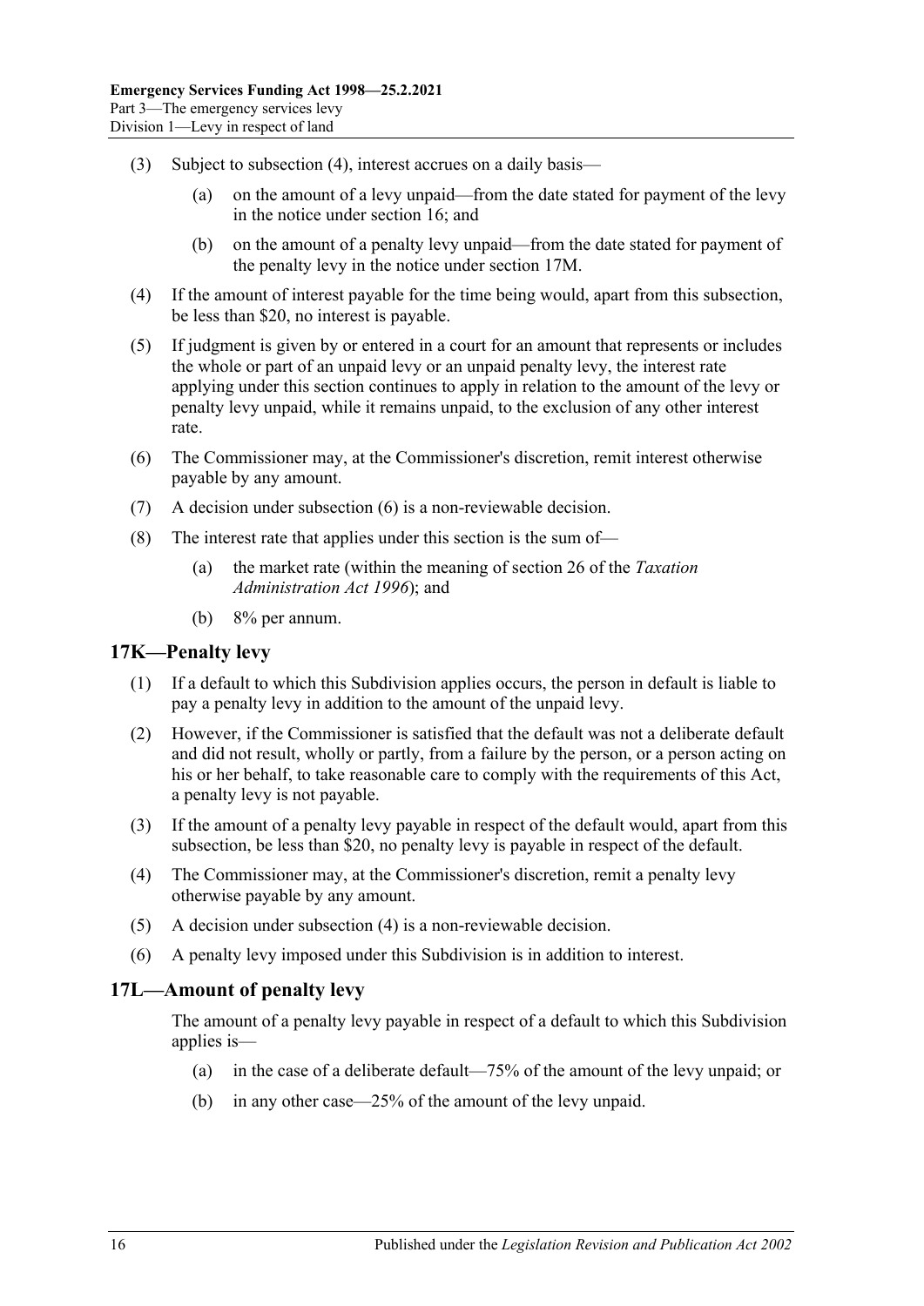(3) Subject to subsection (4), interest accrues on a daily basis—

(a) on the amount of a levy unpaid—from the date stated for payment of the levy in the notice under section 16; and

(b) on the amount of a penalty levy unpaid—from the date stated for payment of the penalty levy in the notice under section 17M.

(4) If the amount of interest payable for the time being would, apart from this subsection, be less than $20, no interest is payable.

(5) If judgment is given by or entered in a court for an amount that represents or includes the whole or part of an unpaid levy or an unpaid penalty levy, the interest rate applying under this section continues to apply in relation to the amount of the levy or penalty levy unpaid, while it remains unpaid, to the exclusion of any other interest rate.

(6) The Commissioner may, at the Commissioner's discretion, remit interest otherwise payable by any amount.

(7) A decision under subsection (6) is a non-reviewable decision.

(8) The interest rate that applies under this section is the sum of—

(a) the market rate (within the meaning of section 26 of the *Taxation Administration Act 1996*); and

(b) 8% per annum.

## 17K—Penalty levy

(1) If a default to which this Subdivision applies occurs, the person in default is liable to pay a penalty levy in addition to the amount of the unpaid levy.

(2) However, if the Commissioner is satisfied that the default was not a deliberate default and did not result, wholly or partly, from a failure by the person, or a person acting on his or her behalf, to take reasonable care to comply with the requirements of this Act, a penalty levy is not payable.

(3) If the amount of a penalty levy payable in respect of the default would, apart from this subsection, be less than $20, no penalty levy is payable in respect of the default.

(4) The Commissioner may, at the Commissioner's discretion, remit a penalty levy otherwise payable by any amount.

(5) A decision under subsection (4) is a non-reviewable decision.

(6) A penalty levy imposed under this Subdivision is in addition to interest.

## 17L—Amount of penalty levy

The amount of a penalty levy payable in respect of a default to which this Subdivision applies is—

(a) in the case of a deliberate default—75% of the amount of the levy unpaid; or

(b) in any other case—25% of the amount of the levy unpaid.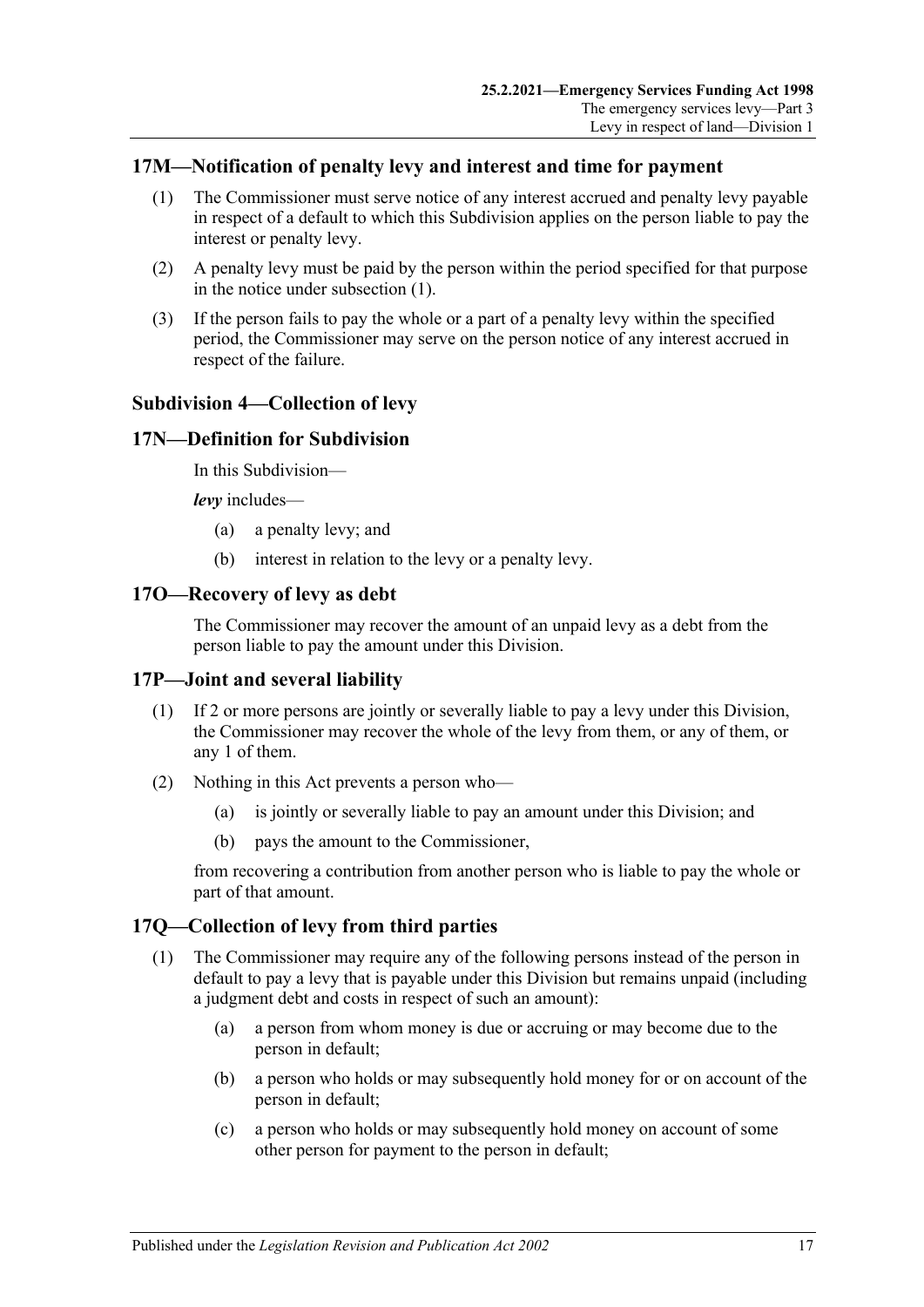## 17M—Notification of penalty levy and interest and time for payment

(1) The Commissioner must serve notice of any interest accrued and penalty levy payable in respect of a default to which this Subdivision applies on the person liable to pay the interest or penalty levy.

(2) A penalty levy must be paid by the person within the period specified for that purpose in the notice under subsection (1).

(3) If the person fails to pay the whole or a part of a penalty levy within the specified period, the Commissioner may serve on the person notice of any interest accrued in respect of the failure.

### Subdivision 4—Collection of levy

## 17N—Definition for Subdivision

In this Subdivision—

***levy*** includes—

(a) a penalty levy; and

(b) interest in relation to the levy or a penalty levy.

## 17O—Recovery of levy as debt

The Commissioner may recover the amount of an unpaid levy as a debt from the person liable to pay the amount under this Division.

## 17P—Joint and several liability

(1) If 2 or more persons are jointly or severally liable to pay a levy under this Division, the Commissioner may recover the whole of the levy from them, or any of them, or any 1 of them.

(2) Nothing in this Act prevents a person who—

(a) is jointly or severally liable to pay an amount under this Division; and

(b) pays the amount to the Commissioner,

from recovering a contribution from another person who is liable to pay the whole or part of that amount.

## 17Q—Collection of levy from third parties

(1) The Commissioner may require any of the following persons instead of the person in default to pay a levy that is payable under this Division but remains unpaid (including a judgment debt and costs in respect of such an amount):

(a) a person from whom money is due or accruing or may become due to the person in default;

(b) a person who holds or may subsequently hold money for or on account of the person in default;

(c) a person who holds or may subsequently hold money on account of some other person for payment to the person in default;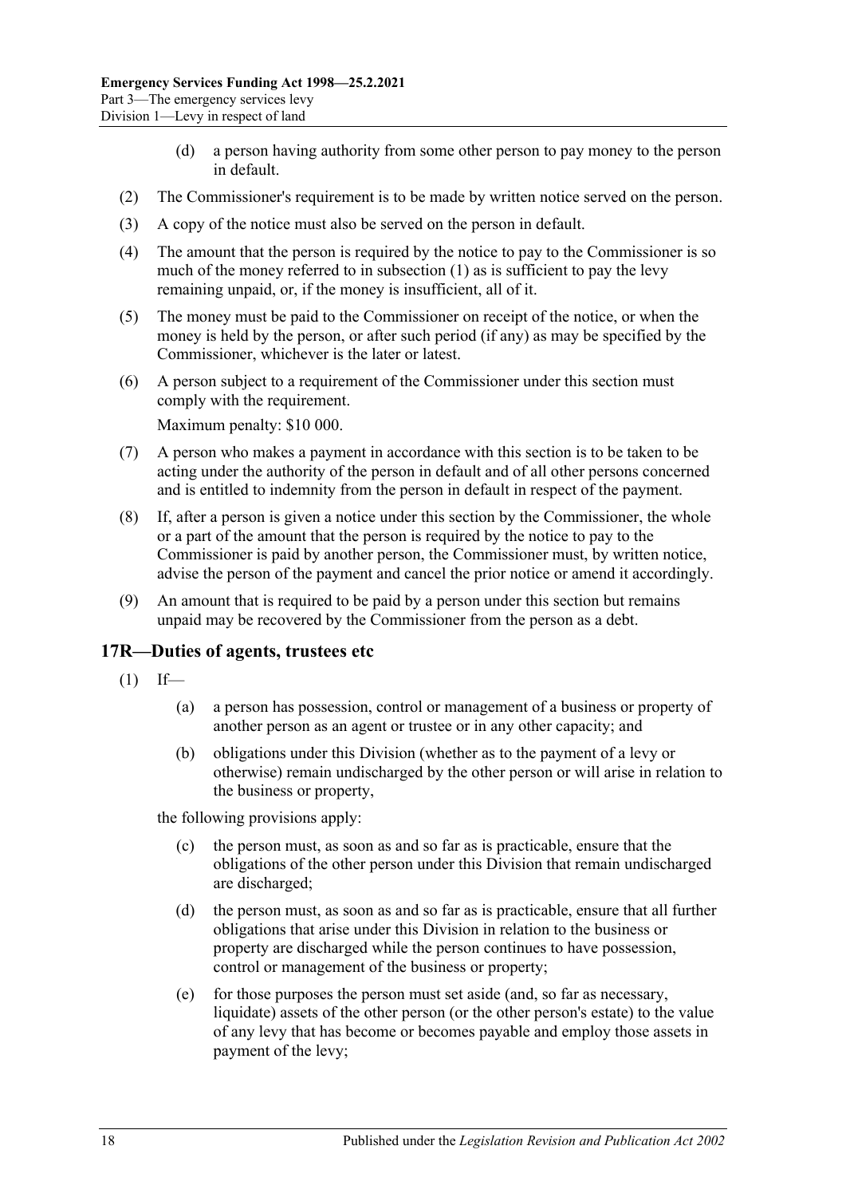(d) a person having authority from some other person to pay money to the person in default.

(2) The Commissioner's requirement is to be made by written notice served on the person.

(3) A copy of the notice must also be served on the person in default.

(4) The amount that the person is required by the notice to pay to the Commissioner is so much of the money referred to in subsection (1) as is sufficient to pay the levy remaining unpaid, or, if the money is insufficient, all of it.

(5) The money must be paid to the Commissioner on receipt of the notice, or when the money is held by the person, or after such period (if any) as may be specified by the Commissioner, whichever is the later or latest.

(6) A person subject to a requirement of the Commissioner under this section must comply with the requirement.

Maximum penalty: $10 000.

(7) A person who makes a payment in accordance with this section is to be taken to be acting under the authority of the person in default and of all other persons concerned and is entitled to indemnity from the person in default in respect of the payment.

(8) If, after a person is given a notice under this section by the Commissioner, the whole or a part of the amount that the person is required by the notice to pay to the Commissioner is paid by another person, the Commissioner must, by written notice, advise the person of the payment and cancel the prior notice or amend it accordingly.

(9) An amount that is required to be paid by a person under this section but remains unpaid may be recovered by the Commissioner from the person as a debt.

## 17R—Duties of agents, trustees etc

(1) If—

(a) a person has possession, control or management of a business or property of another person as an agent or trustee or in any other capacity; and

(b) obligations under this Division (whether as to the payment of a levy or otherwise) remain undischarged by the other person or will arise in relation to the business or property,

the following provisions apply:

(c) the person must, as soon as and so far as is practicable, ensure that the obligations of the other person under this Division that remain undischarged are discharged;

(d) the person must, as soon as and so far as is practicable, ensure that all further obligations that arise under this Division in relation to the business or property are discharged while the person continues to have possession, control or management of the business or property;

(e) for those purposes the person must set aside (and, so far as necessary, liquidate) assets of the other person (or the other person's estate) to the value of any levy that has become or becomes payable and employ those assets in payment of the levy;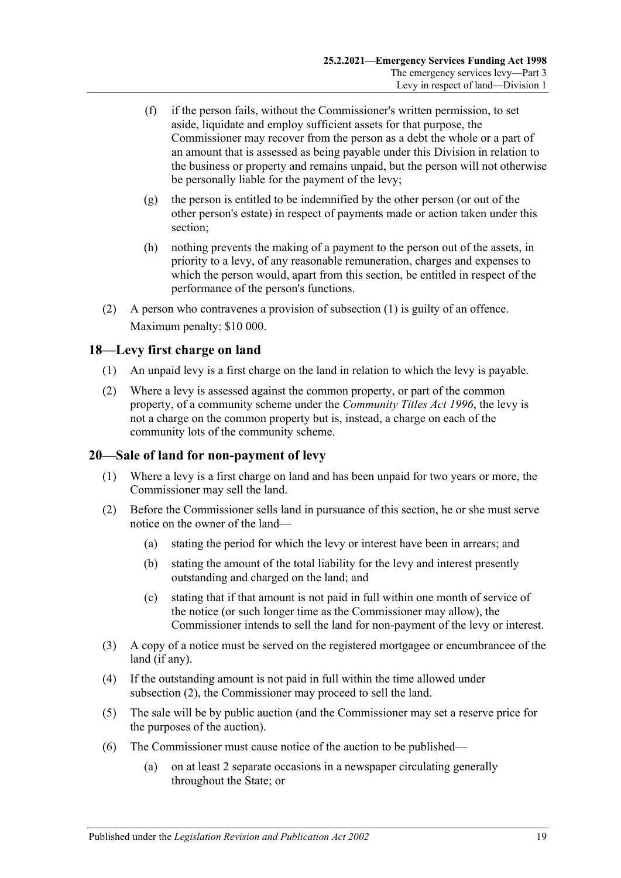(f) if the person fails, without the Commissioner's written permission, to set aside, liquidate and employ sufficient assets for that purpose, the Commissioner may recover from the person as a debt the whole or a part of an amount that is assessed as being payable under this Division in relation to the business or property and remains unpaid, but the person will not otherwise be personally liable for the payment of the levy;

(g) the person is entitled to be indemnified by the other person (or out of the other person's estate) in respect of payments made or action taken under this section;

(h) nothing prevents the making of a payment to the person out of the assets, in priority to a levy, of any reasonable remuneration, charges and expenses to which the person would, apart from this section, be entitled in respect of the performance of the person's functions.

(2) A person who contravenes a provision of subsection (1) is guilty of an offence.

Maximum penalty: $10 000.

## 18—Levy first charge on land

(1) An unpaid levy is a first charge on the land in relation to which the levy is payable.

(2) Where a levy is assessed against the common property, or part of the common property, of a community scheme under the *Community Titles Act 1996*, the levy is not a charge on the common property but is, instead, a charge on each of the community lots of the community scheme.

## 20—Sale of land for non-payment of levy

(1) Where a levy is a first charge on land and has been unpaid for two years or more, the Commissioner may sell the land.

(2) Before the Commissioner sells land in pursuance of this section, he or she must serve notice on the owner of the land—

(a) stating the period for which the levy or interest have been in arrears; and

(b) stating the amount of the total liability for the levy and interest presently outstanding and charged on the land; and

(c) stating that if that amount is not paid in full within one month of service of the notice (or such longer time as the Commissioner may allow), the Commissioner intends to sell the land for non-payment of the levy or interest.

(3) A copy of a notice must be served on the registered mortgagee or encumbrancee of the land (if any).

(4) If the outstanding amount is not paid in full within the time allowed under subsection (2), the Commissioner may proceed to sell the land.

(5) The sale will be by public auction (and the Commissioner may set a reserve price for the purposes of the auction).

(6) The Commissioner must cause notice of the auction to be published—

(a) on at least 2 separate occasions in a newspaper circulating generally throughout the State; or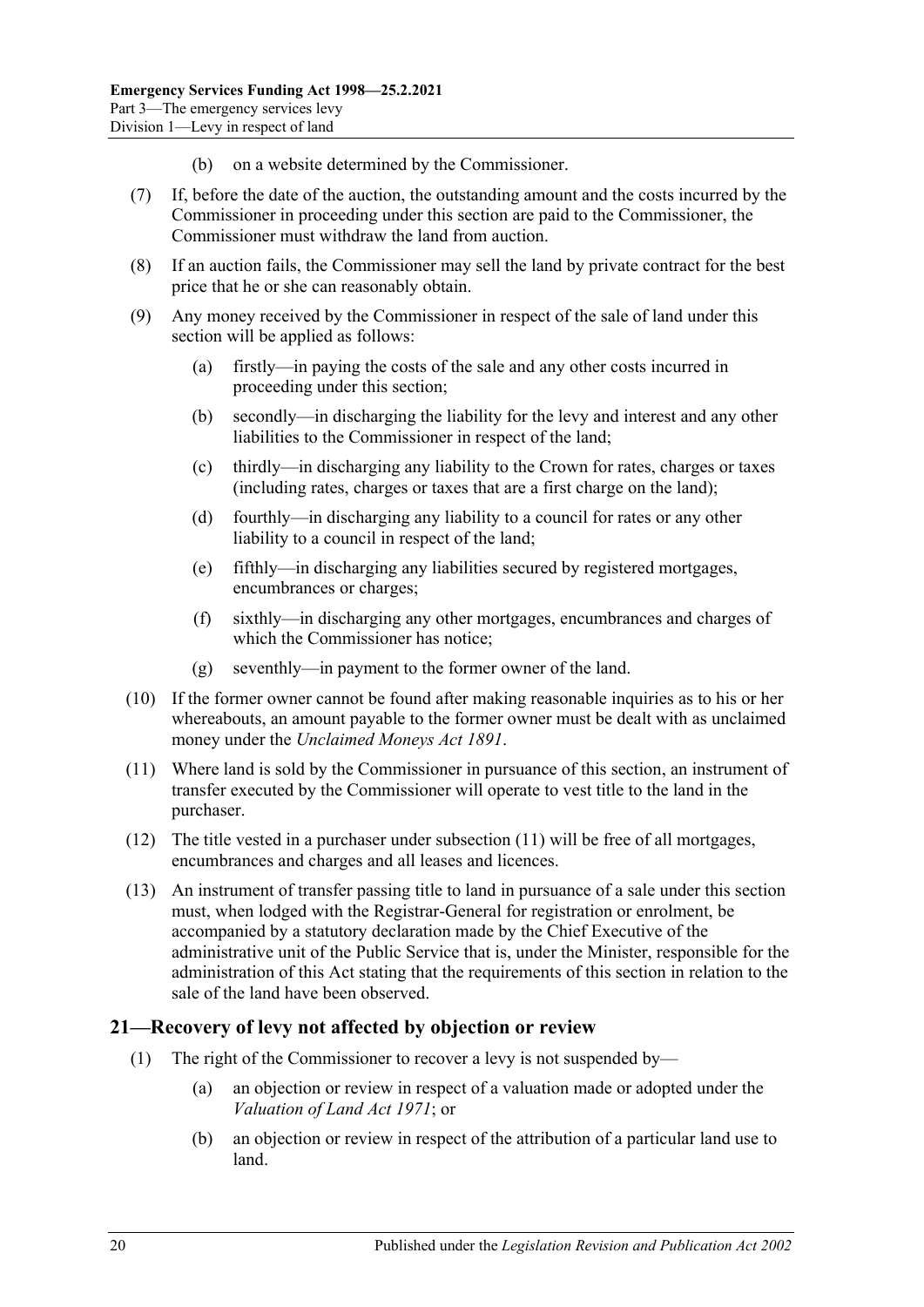(b) on a website determined by the Commissioner.

(7) If, before the date of the auction, the outstanding amount and the costs incurred by the Commissioner in proceeding under this section are paid to the Commissioner, the Commissioner must withdraw the land from auction.

(8) If an auction fails, the Commissioner may sell the land by private contract for the best price that he or she can reasonably obtain.

(9) Any money received by the Commissioner in respect of the sale of land under this section will be applied as follows:

(a) firstly—in paying the costs of the sale and any other costs incurred in proceeding under this section;

(b) secondly—in discharging the liability for the levy and interest and any other liabilities to the Commissioner in respect of the land;

(c) thirdly—in discharging any liability to the Crown for rates, charges or taxes (including rates, charges or taxes that are a first charge on the land);

(d) fourthly—in discharging any liability to a council for rates or any other liability to a council in respect of the land;

(e) fifthly—in discharging any liabilities secured by registered mortgages, encumbrances or charges;

(f) sixthly—in discharging any other mortgages, encumbrances and charges of which the Commissioner has notice;

(g) seventhly—in payment to the former owner of the land.

(10) If the former owner cannot be found after making reasonable inquiries as to his or her whereabouts, an amount payable to the former owner must be dealt with as unclaimed money under the *Unclaimed Moneys Act 1891*.

(11) Where land is sold by the Commissioner in pursuance of this section, an instrument of transfer executed by the Commissioner will operate to vest title to the land in the purchaser.

(12) The title vested in a purchaser under subsection (11) will be free of all mortgages, encumbrances and charges and all leases and licences.

(13) An instrument of transfer passing title to land in pursuance of a sale under this section must, when lodged with the Registrar-General for registration or enrolment, be accompanied by a statutory declaration made by the Chief Executive of the administrative unit of the Public Service that is, under the Minister, responsible for the administration of this Act stating that the requirements of this section in relation to the sale of the land have been observed.

## 21—Recovery of levy not affected by objection or review

(1) The right of the Commissioner to recover a levy is not suspended by—

(a) an objection or review in respect of a valuation made or adopted under the *Valuation of Land Act 1971*; or

(b) an objection or review in respect of the attribution of a particular land use to land.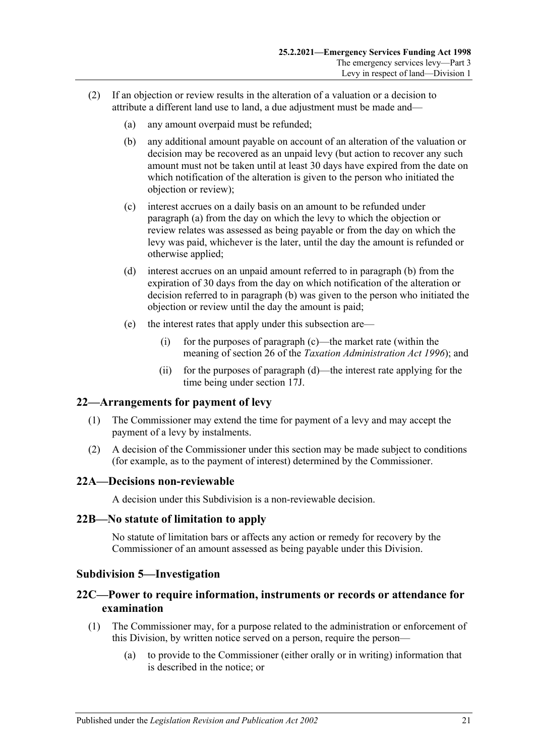(2) If an objection or review results in the alteration of a valuation or a decision to attribute a different land use to land, a due adjustment must be made and—

(a) any amount overpaid must be refunded;

(b) any additional amount payable on account of an alteration of the valuation or decision may be recovered as an unpaid levy (but action to recover any such amount must not be taken until at least 30 days have expired from the date on which notification of the alteration is given to the person who initiated the objection or review);

(c) interest accrues on a daily basis on an amount to be refunded under paragraph (a) from the day on which the levy to which the objection or review relates was assessed as being payable or from the day on which the levy was paid, whichever is the later, until the day the amount is refunded or otherwise applied;

(d) interest accrues on an unpaid amount referred to in paragraph (b) from the expiration of 30 days from the day on which notification of the alteration or decision referred to in paragraph (b) was given to the person who initiated the objection or review until the day the amount is paid;

(e) the interest rates that apply under this subsection are—

(i) for the purposes of paragraph (c)—the market rate (within the meaning of section 26 of the *Taxation Administration Act 1996*); and

(ii) for the purposes of paragraph (d)—the interest rate applying for the time being under section 17J.

## 22—Arrangements for payment of levy

(1) The Commissioner may extend the time for payment of a levy and may accept the payment of a levy by instalments.

(2) A decision of the Commissioner under this section may be made subject to conditions (for example, as to the payment of interest) determined by the Commissioner.

## 22A—Decisions non-reviewable

A decision under this Subdivision is a non-reviewable decision.

## 22B—No statute of limitation to apply

No statute of limitation bars or affects any action or remedy for recovery by the Commissioner of an amount assessed as being payable under this Division.

### Subdivision 5—Investigation

## 22C—Power to require information, instruments or records or attendance for examination

(1) The Commissioner may, for a purpose related to the administration or enforcement of this Division, by written notice served on a person, require the person—

(a) to provide to the Commissioner (either orally or in writing) information that is described in the notice; or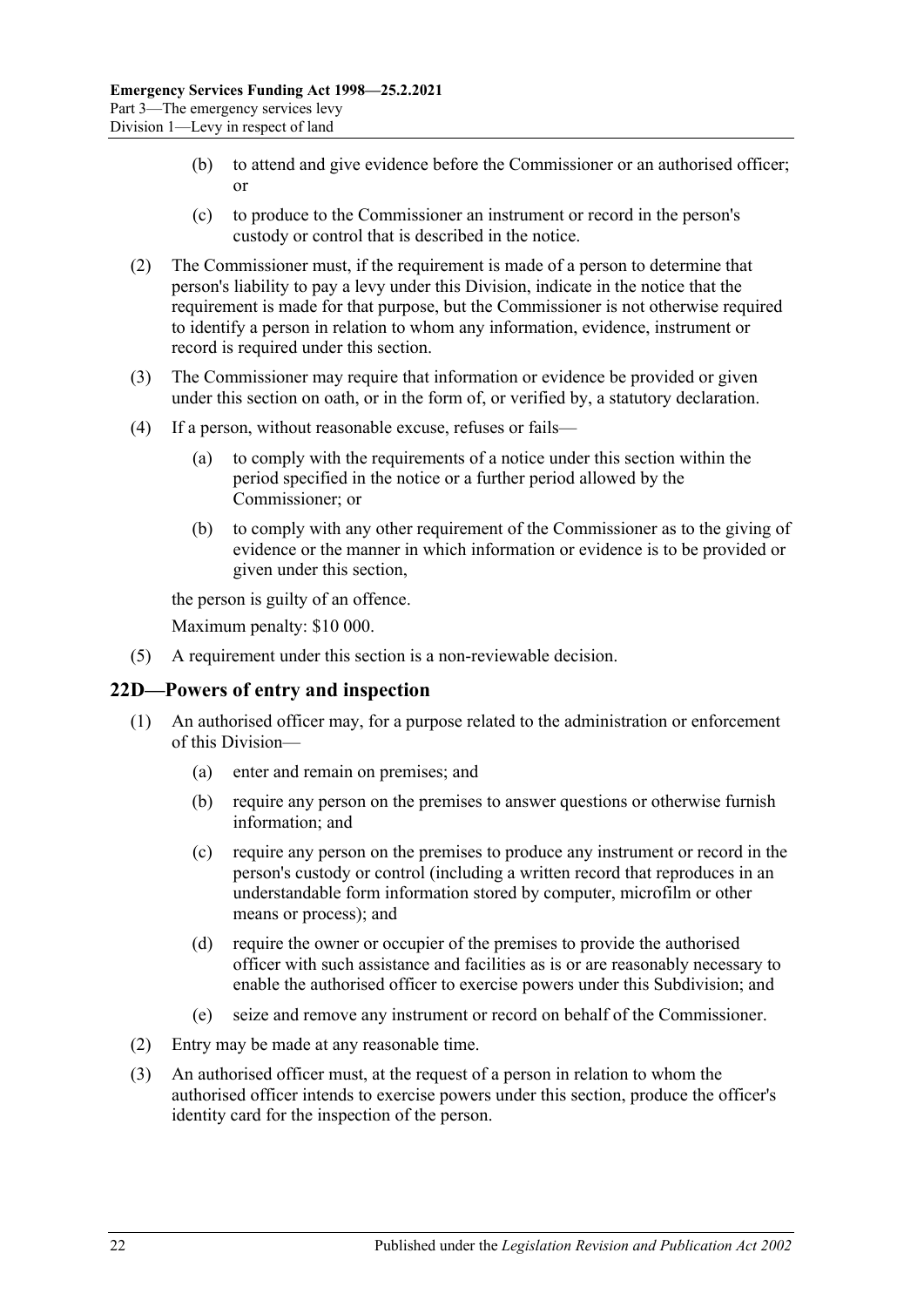(b) to attend and give evidence before the Commissioner or an authorised officer; or

(c) to produce to the Commissioner an instrument or record in the person's custody or control that is described in the notice.

(2) The Commissioner must, if the requirement is made of a person to determine that person's liability to pay a levy under this Division, indicate in the notice that the requirement is made for that purpose, but the Commissioner is not otherwise required to identify a person in relation to whom any information, evidence, instrument or record is required under this section.

(3) The Commissioner may require that information or evidence be provided or given under this section on oath, or in the form of, or verified by, a statutory declaration.

(4) If a person, without reasonable excuse, refuses or fails—

(a) to comply with the requirements of a notice under this section within the period specified in the notice or a further period allowed by the Commissioner; or

(b) to comply with any other requirement of the Commissioner as to the giving of evidence or the manner in which information or evidence is to be provided or given under this section,

the person is guilty of an offence.

Maximum penalty: $10 000.

(5) A requirement under this section is a non-reviewable decision.

## 22D—Powers of entry and inspection

(1) An authorised officer may, for a purpose related to the administration or enforcement of this Division—

(a) enter and remain on premises; and

(b) require any person on the premises to answer questions or otherwise furnish information; and

(c) require any person on the premises to produce any instrument or record in the person's custody or control (including a written record that reproduces in an understandable form information stored by computer, microfilm or other means or process); and

(d) require the owner or occupier of the premises to provide the authorised officer with such assistance and facilities as is or are reasonably necessary to enable the authorised officer to exercise powers under this Subdivision; and

(e) seize and remove any instrument or record on behalf of the Commissioner.

(2) Entry may be made at any reasonable time.

(3) An authorised officer must, at the request of a person in relation to whom the authorised officer intends to exercise powers under this section, produce the officer's identity card for the inspection of the person.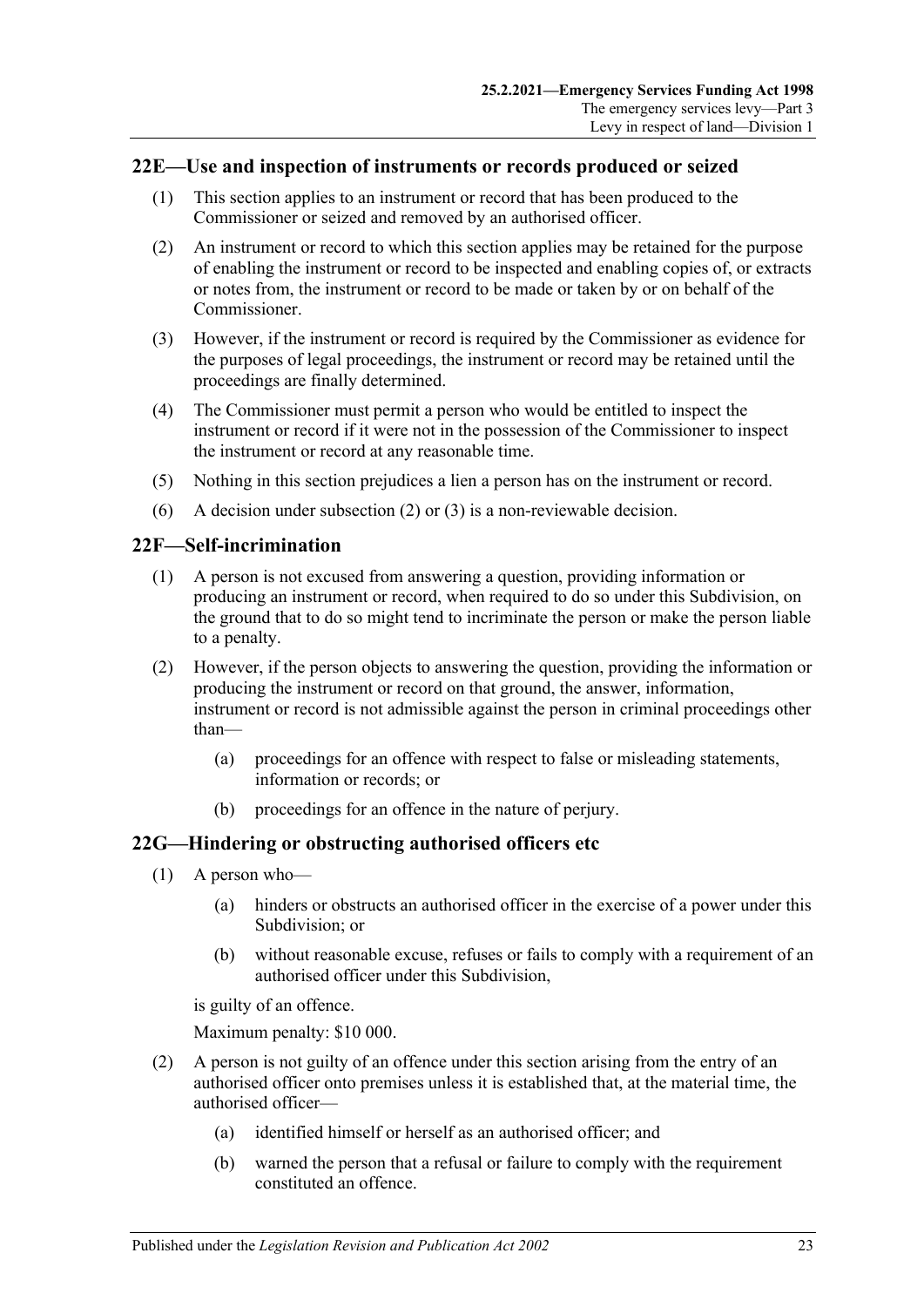## 22E—Use and inspection of instruments or records produced or seized

(1) This section applies to an instrument or record that has been produced to the Commissioner or seized and removed by an authorised officer.

(2) An instrument or record to which this section applies may be retained for the purpose of enabling the instrument or record to be inspected and enabling copies of, or extracts or notes from, the instrument or record to be made or taken by or on behalf of the Commissioner.

(3) However, if the instrument or record is required by the Commissioner as evidence for the purposes of legal proceedings, the instrument or record may be retained until the proceedings are finally determined.

(4) The Commissioner must permit a person who would be entitled to inspect the instrument or record if it were not in the possession of the Commissioner to inspect the instrument or record at any reasonable time.

(5) Nothing in this section prejudices a lien a person has on the instrument or record.

(6) A decision under subsection (2) or (3) is a non-reviewable decision.

## 22F—Self-incrimination

(1) A person is not excused from answering a question, providing information or producing an instrument or record, when required to do so under this Subdivision, on the ground that to do so might tend to incriminate the person or make the person liable to a penalty.

(2) However, if the person objects to answering the question, providing the information or producing the instrument or record on that ground, the answer, information, instrument or record is not admissible against the person in criminal proceedings other than—

(a) proceedings for an offence with respect to false or misleading statements, information or records; or

(b) proceedings for an offence in the nature of perjury.

## 22G—Hindering or obstructing authorised officers etc

(1) A person who—

(a) hinders or obstructs an authorised officer in the exercise of a power under this Subdivision; or

(b) without reasonable excuse, refuses or fails to comply with a requirement of an authorised officer under this Subdivision,

is guilty of an offence.

Maximum penalty: $10 000.

(2) A person is not guilty of an offence under this section arising from the entry of an authorised officer onto premises unless it is established that, at the material time, the authorised officer—

(a) identified himself or herself as an authorised officer; and

(b) warned the person that a refusal or failure to comply with the requirement constituted an offence.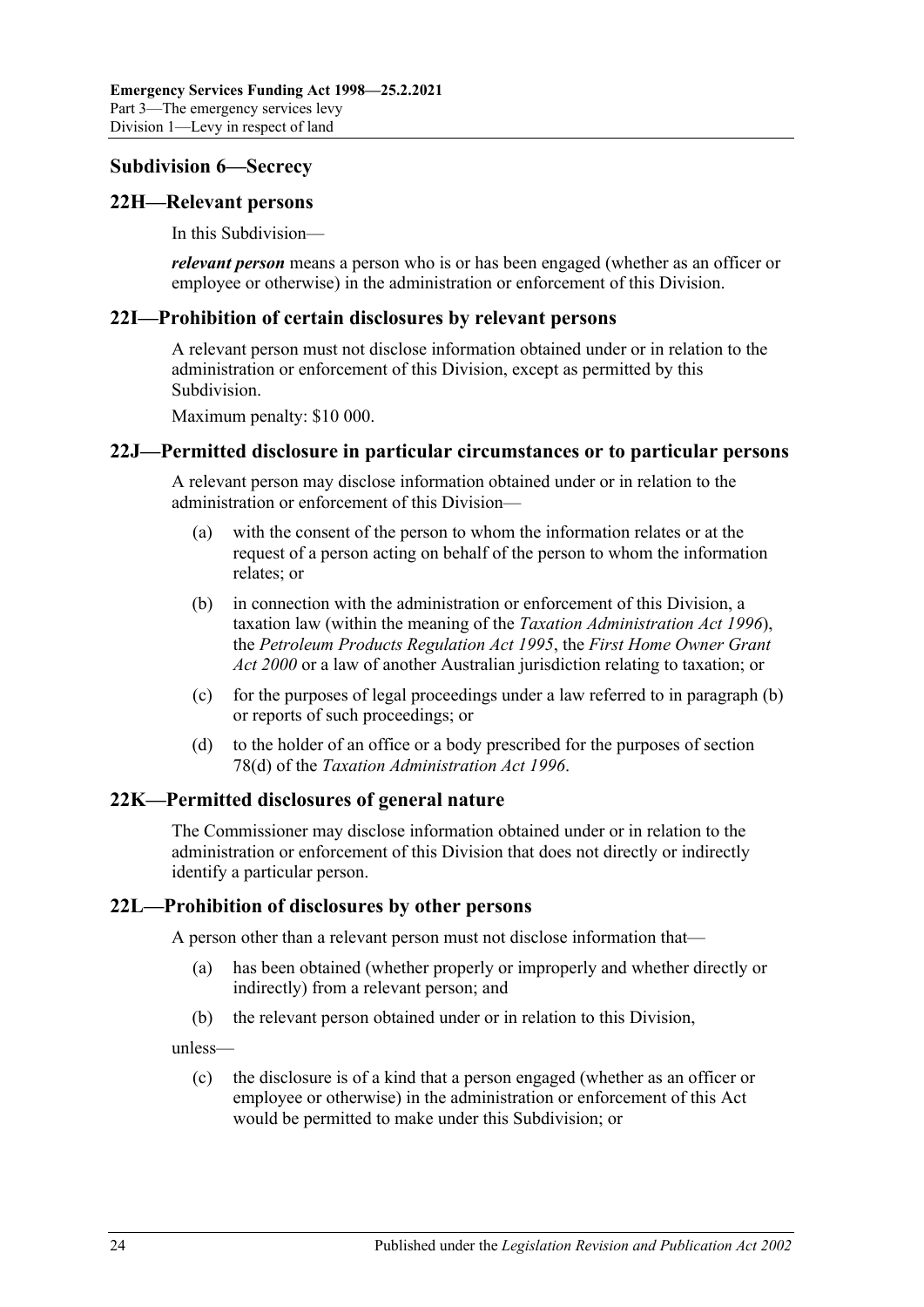## Subdivision 6—Secrecy

### 22H—Relevant persons

In this Subdivision—

***relevant person*** means a person who is or has been engaged (whether as an officer or employee or otherwise) in the administration or enforcement of this Division.

### 22I—Prohibition of certain disclosures by relevant persons

A relevant person must not disclose information obtained under or in relation to the administration or enforcement of this Division, except as permitted by this Subdivision.

Maximum penalty: $10 000.

### 22J—Permitted disclosure in particular circumstances or to particular persons

A relevant person may disclose information obtained under or in relation to the administration or enforcement of this Division—

(a) with the consent of the person to whom the information relates or at the request of a person acting on behalf of the person to whom the information relates; or

(b) in connection with the administration or enforcement of this Division, a taxation law (within the meaning of the *Taxation Administration Act 1996*), the *Petroleum Products Regulation Act 1995*, the *First Home Owner Grant Act 2000* or a law of another Australian jurisdiction relating to taxation; or

(c) for the purposes of legal proceedings under a law referred to in paragraph (b) or reports of such proceedings; or

(d) to the holder of an office or a body prescribed for the purposes of section 78(d) of the *Taxation Administration Act 1996*.

### 22K—Permitted disclosures of general nature

The Commissioner may disclose information obtained under or in relation to the administration or enforcement of this Division that does not directly or indirectly identify a particular person.

### 22L—Prohibition of disclosures by other persons

A person other than a relevant person must not disclose information that—

(a) has been obtained (whether properly or improperly and whether directly or indirectly) from a relevant person; and

(b) the relevant person obtained under or in relation to this Division,

unless—

(c) the disclosure is of a kind that a person engaged (whether as an officer or employee or otherwise) in the administration or enforcement of this Act would be permitted to make under this Subdivision; or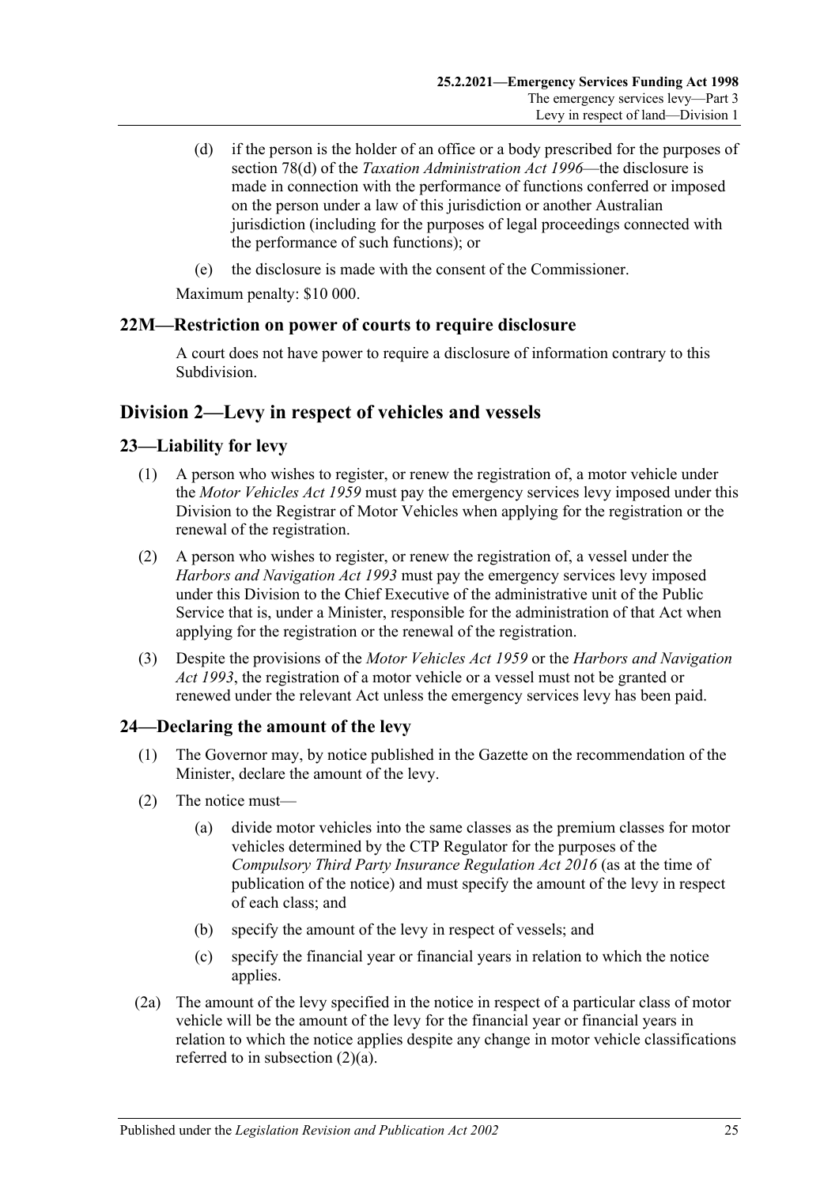(d) if the person is the holder of an office or a body prescribed for the purposes of section 78(d) of the *Taxation Administration Act 1996*—the disclosure is made in connection with the performance of functions conferred or imposed on the person under a law of this jurisdiction or another Australian jurisdiction (including for the purposes of legal proceedings connected with the performance of such functions); or

(e) the disclosure is made with the consent of the Commissioner.

Maximum penalty: $10 000.

### 22M—Restriction on power of courts to require disclosure

A court does not have power to require a disclosure of information contrary to this Subdivision.

## Division 2—Levy in respect of vehicles and vessels

### 23—Liability for levy

(1) A person who wishes to register, or renew the registration of, a motor vehicle under the *Motor Vehicles Act 1959* must pay the emergency services levy imposed under this Division to the Registrar of Motor Vehicles when applying for the registration or the renewal of the registration.

(2) A person who wishes to register, or renew the registration of, a vessel under the *Harbors and Navigation Act 1993* must pay the emergency services levy imposed under this Division to the Chief Executive of the administrative unit of the Public Service that is, under a Minister, responsible for the administration of that Act when applying for the registration or the renewal of the registration.

(3) Despite the provisions of the *Motor Vehicles Act 1959* or the *Harbors and Navigation Act 1993*, the registration of a motor vehicle or a vessel must not be granted or renewed under the relevant Act unless the emergency services levy has been paid.

### 24—Declaring the amount of the levy

(1) The Governor may, by notice published in the Gazette on the recommendation of the Minister, declare the amount of the levy.

(2) The notice must—

(a) divide motor vehicles into the same classes as the premium classes for motor vehicles determined by the CTP Regulator for the purposes of the *Compulsory Third Party Insurance Regulation Act 2016* (as at the time of publication of the notice) and must specify the amount of the levy in respect of each class; and

(b) specify the amount of the levy in respect of vessels; and

(c) specify the financial year or financial years in relation to which the notice applies.

(2a) The amount of the levy specified in the notice in respect of a particular class of motor vehicle will be the amount of the levy for the financial year or financial years in relation to which the notice applies despite any change in motor vehicle classifications referred to in subsection (2)(a).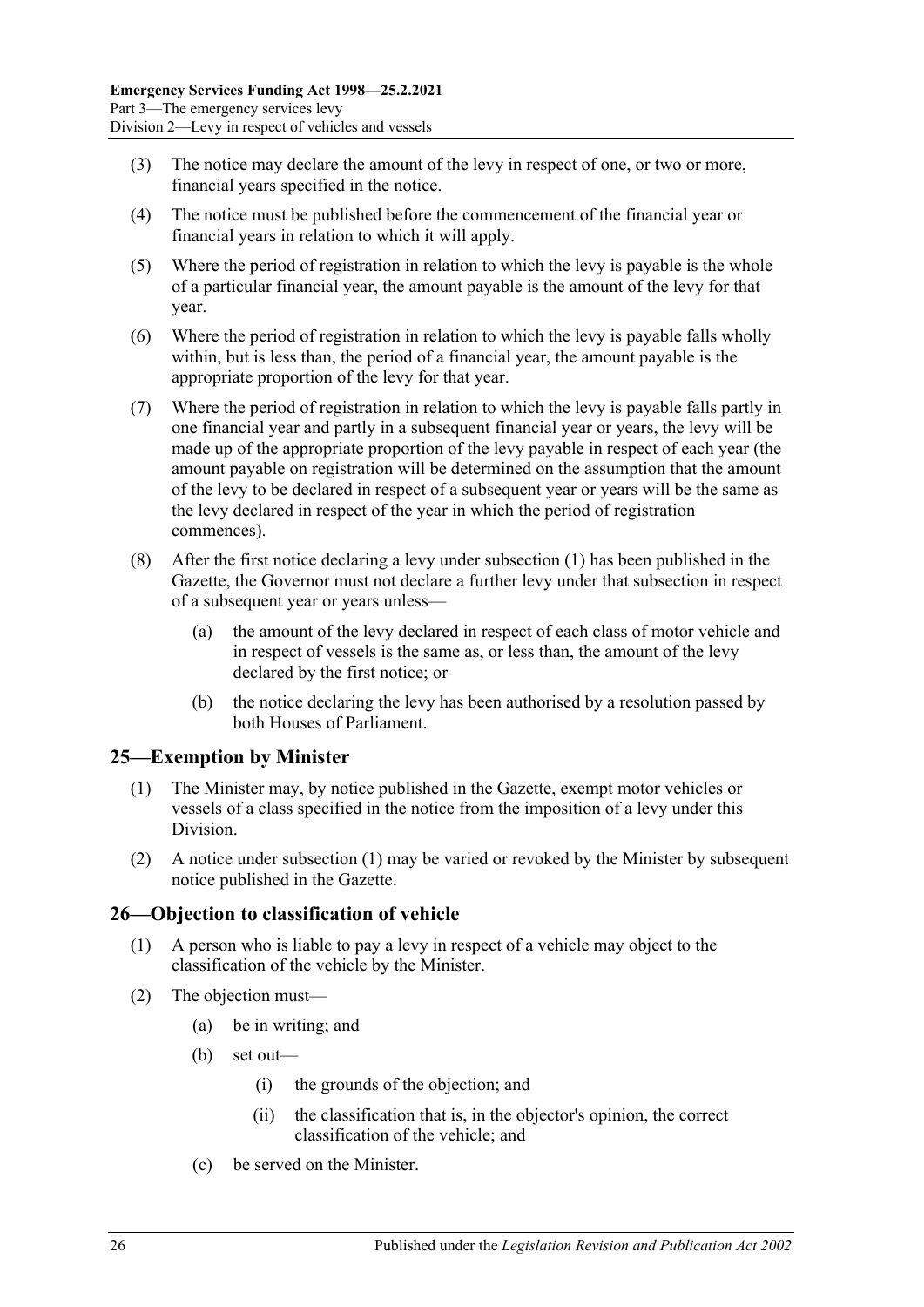(3) The notice may declare the amount of the levy in respect of one, or two or more, financial years specified in the notice.

(4) The notice must be published before the commencement of the financial year or financial years in relation to which it will apply.

(5) Where the period of registration in relation to which the levy is payable is the whole of a particular financial year, the amount payable is the amount of the levy for that year.

(6) Where the period of registration in relation to which the levy is payable falls wholly within, but is less than, the period of a financial year, the amount payable is the appropriate proportion of the levy for that year.

(7) Where the period of registration in relation to which the levy is payable falls partly in one financial year and partly in a subsequent financial year or years, the levy will be made up of the appropriate proportion of the levy payable in respect of each year (the amount payable on registration will be determined on the assumption that the amount of the levy to be declared in respect of a subsequent year or years will be the same as the levy declared in respect of the year in which the period of registration commences).

(8) After the first notice declaring a levy under subsection (1) has been published in the Gazette, the Governor must not declare a further levy under that subsection in respect of a subsequent year or years unless—

(a) the amount of the levy declared in respect of each class of motor vehicle and in respect of vessels is the same as, or less than, the amount of the levy declared by the first notice; or

(b) the notice declaring the levy has been authorised by a resolution passed by both Houses of Parliament.

## 25—Exemption by Minister

(1) The Minister may, by notice published in the Gazette, exempt motor vehicles or vessels of a class specified in the notice from the imposition of a levy under this Division.

(2) A notice under subsection (1) may be varied or revoked by the Minister by subsequent notice published in the Gazette.

## 26—Objection to classification of vehicle

(1) A person who is liable to pay a levy in respect of a vehicle may object to the classification of the vehicle by the Minister.

(2) The objection must—

(a) be in writing; and

(b) set out—

(i) the grounds of the objection; and

(ii) the classification that is, in the objector's opinion, the correct classification of the vehicle; and

(c) be served on the Minister.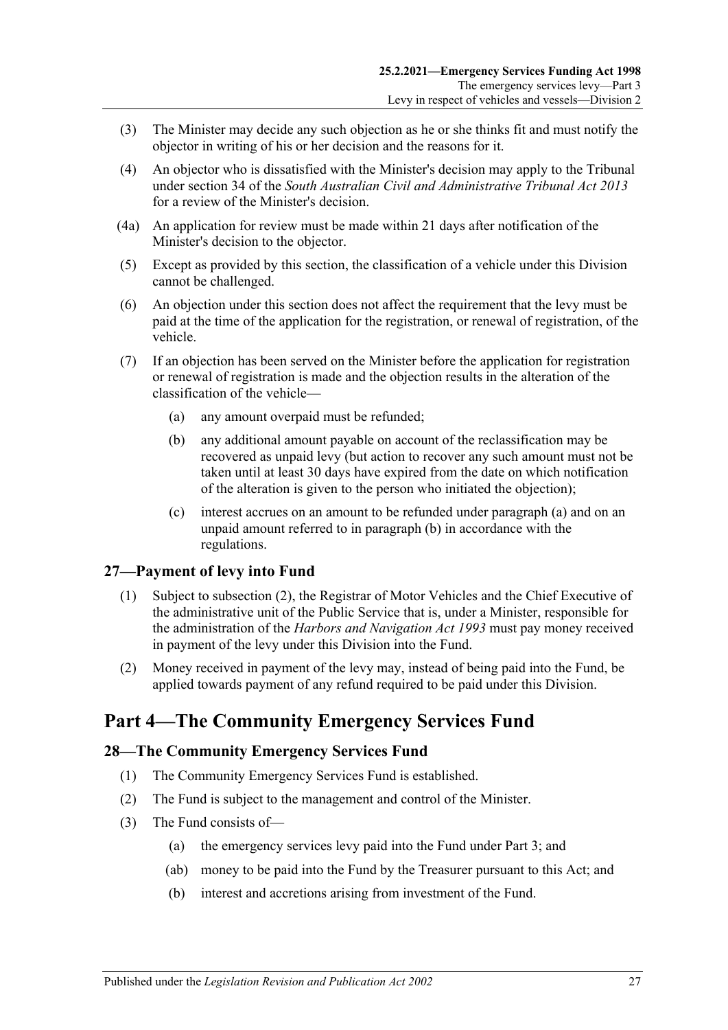(3) The Minister may decide any such objection as he or she thinks fit and must notify the objector in writing of his or her decision and the reasons for it.

(4) An objector who is dissatisfied with the Minister's decision may apply to the Tribunal under section 34 of the *South Australian Civil and Administrative Tribunal Act 2013* for a review of the Minister's decision.

(4a) An application for review must be made within 21 days after notification of the Minister's decision to the objector.

(5) Except as provided by this section, the classification of a vehicle under this Division cannot be challenged.

(6) An objection under this section does not affect the requirement that the levy must be paid at the time of the application for the registration, or renewal of registration, of the vehicle.

(7) If an objection has been served on the Minister before the application for registration or renewal of registration is made and the objection results in the alteration of the classification of the vehicle—

- (a) any amount overpaid must be refunded;
- (b) any additional amount payable on account of the reclassification may be recovered as unpaid levy (but action to recover any such amount must not be taken until at least 30 days have expired from the date on which notification of the alteration is given to the person who initiated the objection);
- (c) interest accrues on an amount to be refunded under paragraph (a) and on an unpaid amount referred to in paragraph (b) in accordance with the regulations.

### 27—Payment of levy into Fund

(1) Subject to subsection (2), the Registrar of Motor Vehicles and the Chief Executive of the administrative unit of the Public Service that is, under a Minister, responsible for the administration of the *Harbors and Navigation Act 1993* must pay money received in payment of the levy under this Division into the Fund.

(2) Money received in payment of the levy may, instead of being paid into the Fund, be applied towards payment of any refund required to be paid under this Division.

## Part 4—The Community Emergency Services Fund

### 28—The Community Emergency Services Fund

(1) The Community Emergency Services Fund is established.

(2) The Fund is subject to the management and control of the Minister.

(3) The Fund consists of—

- (a) the emergency services levy paid into the Fund under Part 3; and
- (ab) money to be paid into the Fund by the Treasurer pursuant to this Act; and
- (b) interest and accretions arising from investment of the Fund.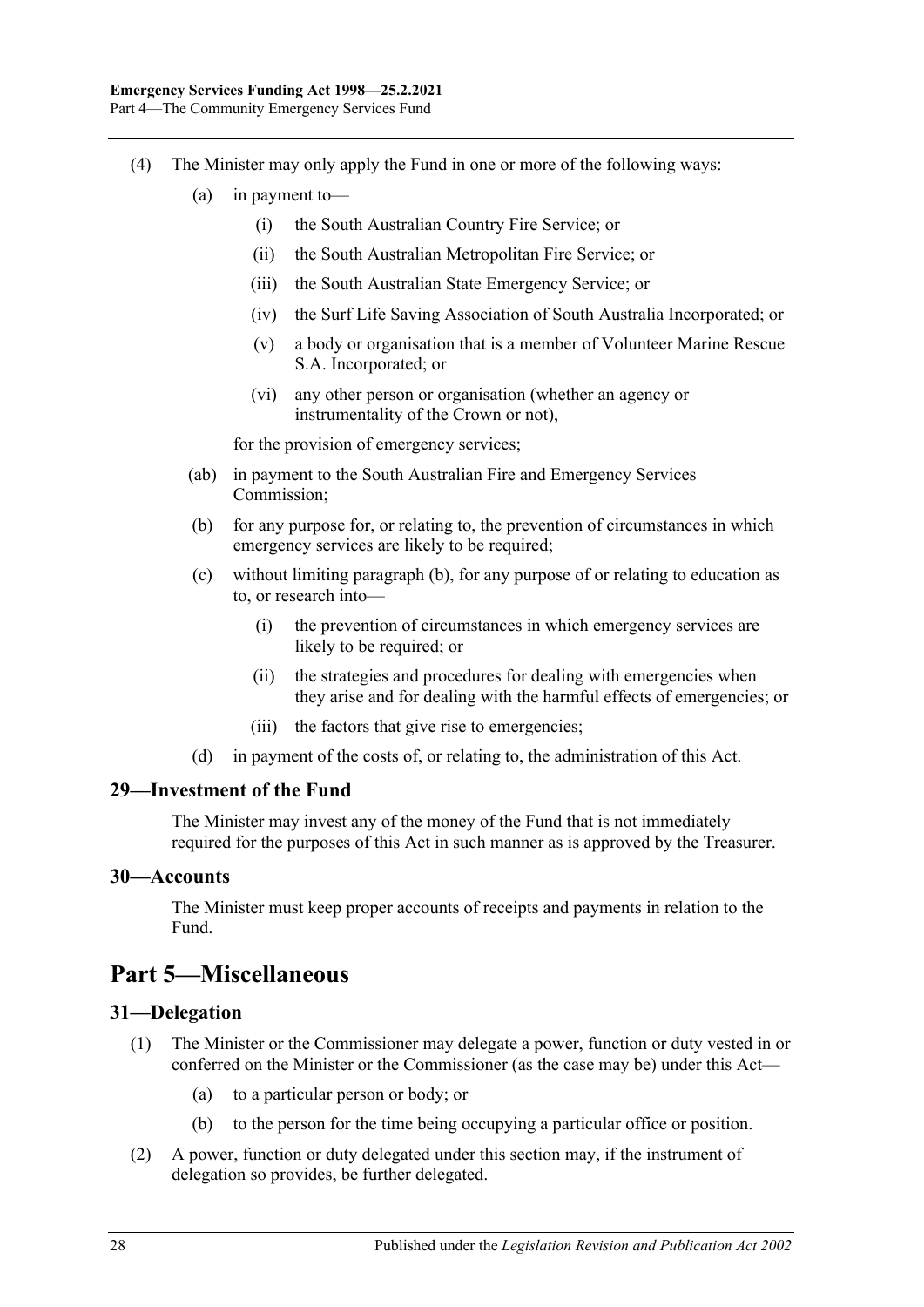(4) The Minister may only apply the Fund in one or more of the following ways:

(a) in payment to—

(i) the South Australian Country Fire Service; or

(ii) the South Australian Metropolitan Fire Service; or

(iii) the South Australian State Emergency Service; or

(iv) the Surf Life Saving Association of South Australia Incorporated; or

(v) a body or organisation that is a member of Volunteer Marine Rescue S.A. Incorporated; or

(vi) any other person or organisation (whether an agency or instrumentality of the Crown or not),

for the provision of emergency services;

(ab) in payment to the South Australian Fire and Emergency Services Commission;

(b) for any purpose for, or relating to, the prevention of circumstances in which emergency services are likely to be required;

(c) without limiting paragraph (b), for any purpose of or relating to education as to, or research into—

(i) the prevention of circumstances in which emergency services are likely to be required; or

(ii) the strategies and procedures for dealing with emergencies when they arise and for dealing with the harmful effects of emergencies; or

(iii) the factors that give rise to emergencies;

(d) in payment of the costs of, or relating to, the administration of this Act.

### 29—Investment of the Fund

The Minister may invest any of the money of the Fund that is not immediately required for the purposes of this Act in such manner as is approved by the Treasurer.

### 30—Accounts

The Minister must keep proper accounts of receipts and payments in relation to the Fund.

## Part 5—Miscellaneous

### 31—Delegation

(1) The Minister or the Commissioner may delegate a power, function or duty vested in or conferred on the Minister or the Commissioner (as the case may be) under this Act—

(a) to a particular person or body; or

(b) to the person for the time being occupying a particular office or position.

(2) A power, function or duty delegated under this section may, if the instrument of delegation so provides, be further delegated.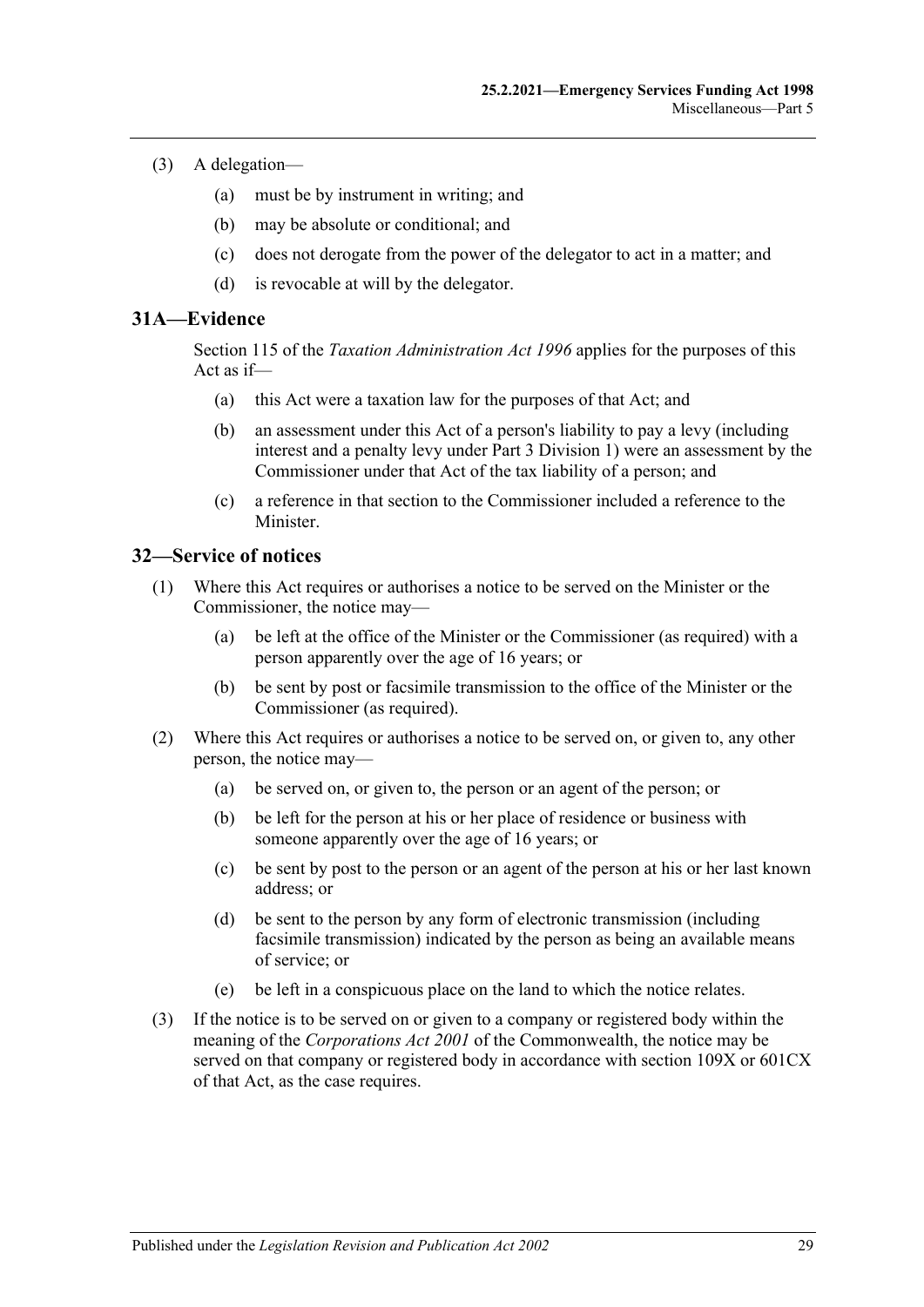(3) A delegation—

(a) must be by instrument in writing; and

(b) may be absolute or conditional; and

(c) does not derogate from the power of the delegator to act in a matter; and

(d) is revocable at will by the delegator.

## 31A—Evidence

Section 115 of the *Taxation Administration Act 1996* applies for the purposes of this Act as if—

(a) this Act were a taxation law for the purposes of that Act; and

(b) an assessment under this Act of a person's liability to pay a levy (including interest and a penalty levy under Part 3 Division 1) were an assessment by the Commissioner under that Act of the tax liability of a person; and

(c) a reference in that section to the Commissioner included a reference to the Minister.

## 32—Service of notices

(1) Where this Act requires or authorises a notice to be served on the Minister or the Commissioner, the notice may—

(a) be left at the office of the Minister or the Commissioner (as required) with a person apparently over the age of 16 years; or

(b) be sent by post or facsimile transmission to the office of the Minister or the Commissioner (as required).

(2) Where this Act requires or authorises a notice to be served on, or given to, any other person, the notice may—

(a) be served on, or given to, the person or an agent of the person; or

(b) be left for the person at his or her place of residence or business with someone apparently over the age of 16 years; or

(c) be sent by post to the person or an agent of the person at his or her last known address; or

(d) be sent to the person by any form of electronic transmission (including facsimile transmission) indicated by the person as being an available means of service; or

(e) be left in a conspicuous place on the land to which the notice relates.

(3) If the notice is to be served on or given to a company or registered body within the meaning of the *Corporations Act 2001* of the Commonwealth, the notice may be served on that company or registered body in accordance with section 109X or 601CX of that Act, as the case requires.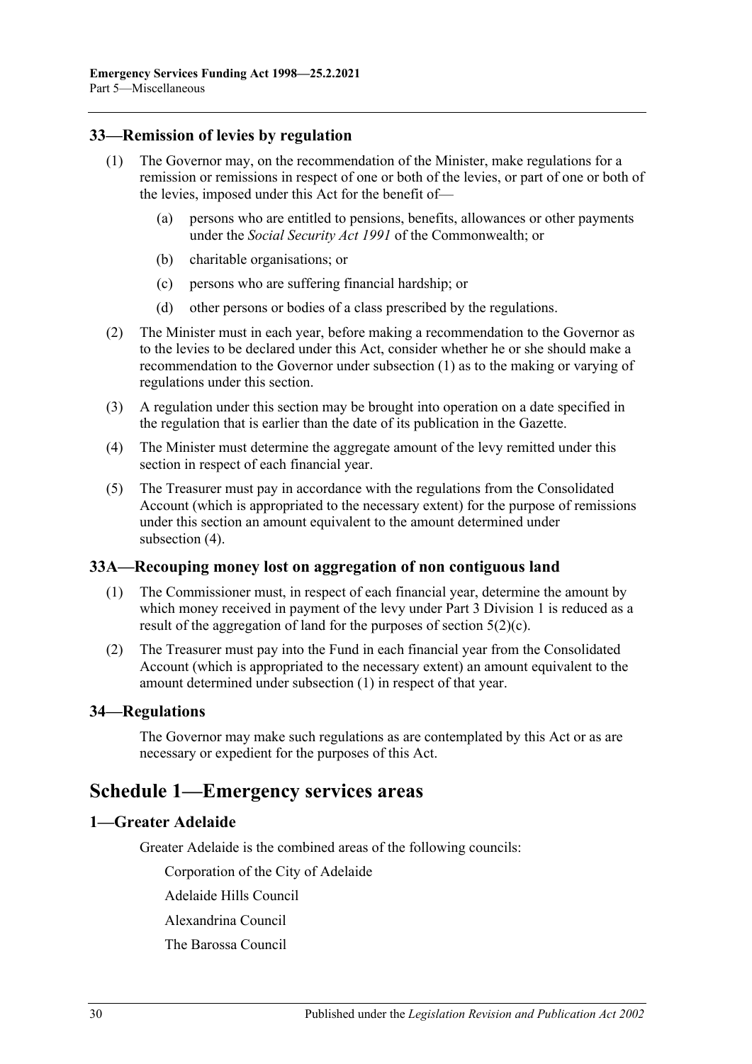### 33—Remission of levies by regulation

(1) The Governor may, on the recommendation of the Minister, make regulations for a remission or remissions in respect of one or both of the levies, or part of one or both of the levies, imposed under this Act for the benefit of—

 (a) persons who are entitled to pensions, benefits, allowances or other payments under the *Social Security Act 1991* of the Commonwealth; or

 (b) charitable organisations; or

 (c) persons who are suffering financial hardship; or

 (d) other persons or bodies of a class prescribed by the regulations.

(2) The Minister must in each year, before making a recommendation to the Governor as to the levies to be declared under this Act, consider whether he or she should make a recommendation to the Governor under subsection (1) as to the making or varying of regulations under this section.

(3) A regulation under this section may be brought into operation on a date specified in the regulation that is earlier than the date of its publication in the Gazette.

(4) The Minister must determine the aggregate amount of the levy remitted under this section in respect of each financial year.

(5) The Treasurer must pay in accordance with the regulations from the Consolidated Account (which is appropriated to the necessary extent) for the purpose of remissions under this section an amount equivalent to the amount determined under subsection (4).

### 33A—Recouping money lost on aggregation of non contiguous land

(1) The Commissioner must, in respect of each financial year, determine the amount by which money received in payment of the levy under Part 3 Division 1 is reduced as a result of the aggregation of land for the purposes of section 5(2)(c).

(2) The Treasurer must pay into the Fund in each financial year from the Consolidated Account (which is appropriated to the necessary extent) an amount equivalent to the amount determined under subsection (1) in respect of that year.

### 34—Regulations

The Governor may make such regulations as are contemplated by this Act or as are necessary or expedient for the purposes of this Act.

## Schedule 1—Emergency services areas

### 1—Greater Adelaide

Greater Adelaide is the combined areas of the following councils:

Corporation of the City of Adelaide

Adelaide Hills Council

Alexandrina Council

The Barossa Council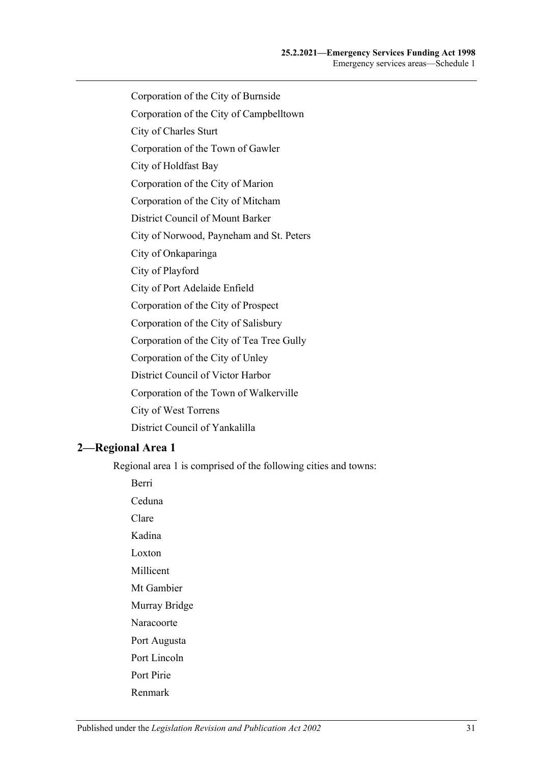Corporation of the City of Burnside

Corporation of the City of Campbelltown

City of Charles Sturt

Corporation of the Town of Gawler

City of Holdfast Bay

Corporation of the City of Marion

Corporation of the City of Mitcham

District Council of Mount Barker

City of Norwood, Payneham and St. Peters

City of Onkaparinga

City of Playford

City of Port Adelaide Enfield

Corporation of the City of Prospect

Corporation of the City of Salisbury

Corporation of the City of Tea Tree Gully

Corporation of the City of Unley

District Council of Victor Harbor

Corporation of the Town of Walkerville

City of West Torrens

District Council of Yankalilla

## 2—Regional Area 1

Regional area 1 is comprised of the following cities and towns:

Berri

Ceduna

Clare

Kadina

Loxton

Millicent

Mt Gambier

Murray Bridge

Naracoorte

Port Augusta

Port Lincoln

Port Pirie

Renmark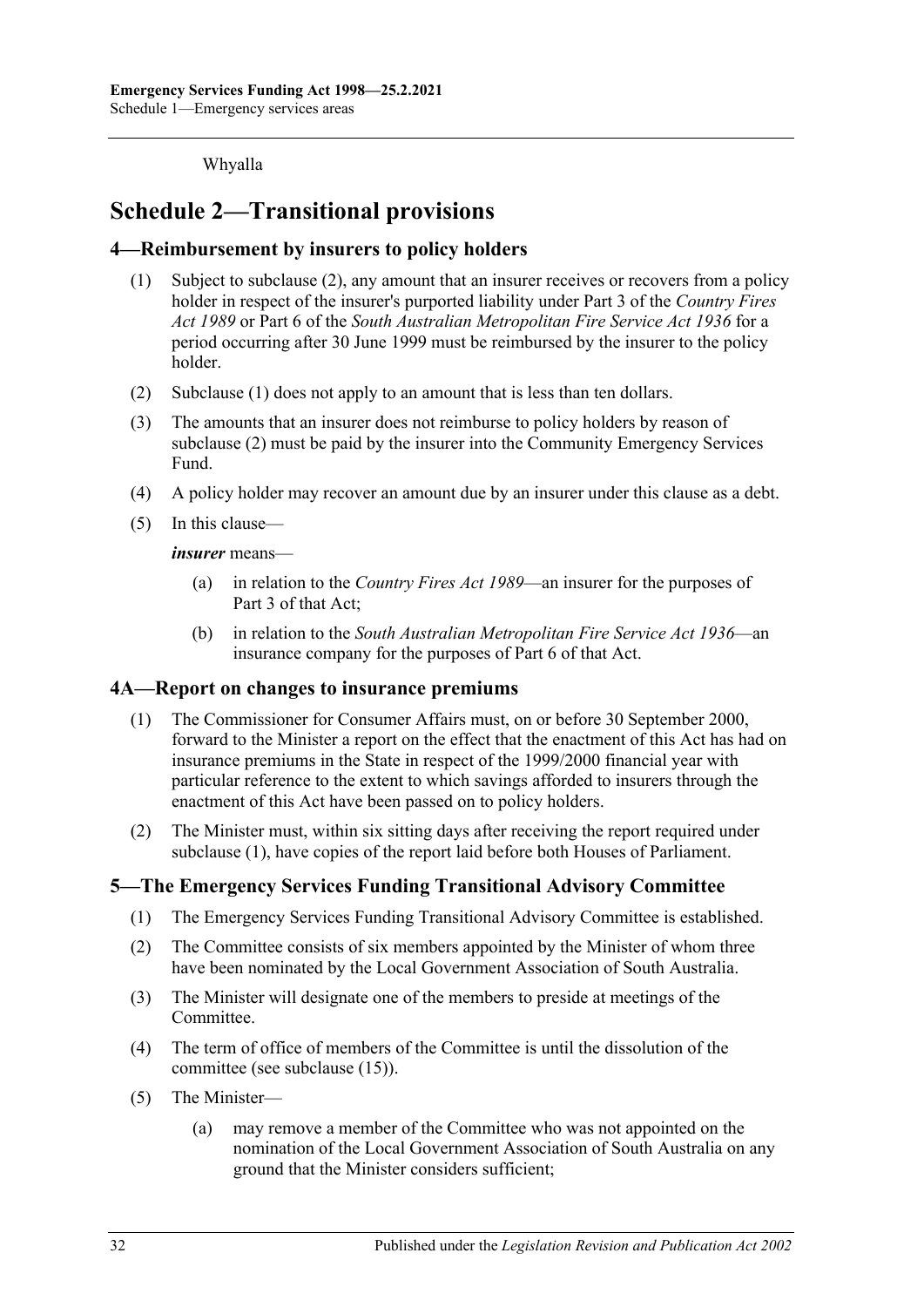Whyalla

# Schedule 2—Transitional provisions

## 4—Reimbursement by insurers to policy holders

(1) Subject to subclause (2), any amount that an insurer receives or recovers from a policy holder in respect of the insurer's purported liability under Part 3 of the *Country Fires Act 1989* or Part 6 of the *South Australian Metropolitan Fire Service Act 1936* for a period occurring after 30 June 1999 must be reimbursed by the insurer to the policy holder.

(2) Subclause (1) does not apply to an amount that is less than ten dollars.

(3) The amounts that an insurer does not reimburse to policy holders by reason of subclause (2) must be paid by the insurer into the Community Emergency Services Fund.

(4) A policy holder may recover an amount due by an insurer under this clause as a debt.

(5) In this clause—

***insurer*** means—

(a) in relation to the *Country Fires Act 1989*—an insurer for the purposes of Part 3 of that Act;

(b) in relation to the *South Australian Metropolitan Fire Service Act 1936*—an insurance company for the purposes of Part 6 of that Act.

## 4A—Report on changes to insurance premiums

(1) The Commissioner for Consumer Affairs must, on or before 30 September 2000, forward to the Minister a report on the effect that the enactment of this Act has had on insurance premiums in the State in respect of the 1999/2000 financial year with particular reference to the extent to which savings afforded to insurers through the enactment of this Act have been passed on to policy holders.

(2) The Minister must, within six sitting days after receiving the report required under subclause (1), have copies of the report laid before both Houses of Parliament.

## 5—The Emergency Services Funding Transitional Advisory Committee

(1) The Emergency Services Funding Transitional Advisory Committee is established.

(2) The Committee consists of six members appointed by the Minister of whom three have been nominated by the Local Government Association of South Australia.

(3) The Minister will designate one of the members to preside at meetings of the Committee.

(4) The term of office of members of the Committee is until the dissolution of the committee (see subclause (15)).

(5) The Minister—

(a) may remove a member of the Committee who was not appointed on the nomination of the Local Government Association of South Australia on any ground that the Minister considers sufficient;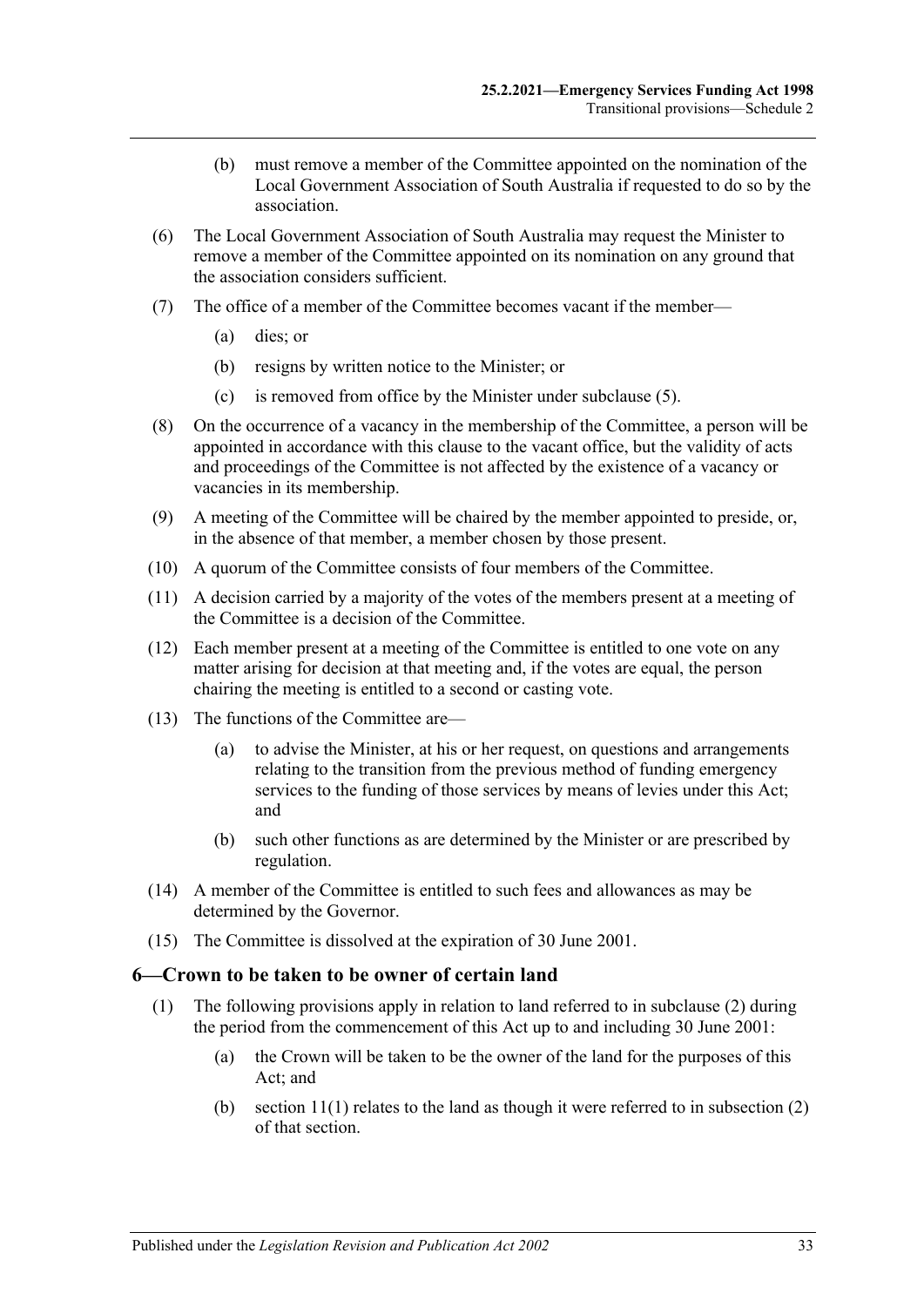(b) must remove a member of the Committee appointed on the nomination of the Local Government Association of South Australia if requested to do so by the association.

(6) The Local Government Association of South Australia may request the Minister to remove a member of the Committee appointed on its nomination on any ground that the association considers sufficient.

(7) The office of a member of the Committee becomes vacant if the member—

(a) dies; or

(b) resigns by written notice to the Minister; or

(c) is removed from office by the Minister under subclause (5).

(8) On the occurrence of a vacancy in the membership of the Committee, a person will be appointed in accordance with this clause to the vacant office, but the validity of acts and proceedings of the Committee is not affected by the existence of a vacancy or vacancies in its membership.

(9) A meeting of the Committee will be chaired by the member appointed to preside, or, in the absence of that member, a member chosen by those present.

(10) A quorum of the Committee consists of four members of the Committee.

(11) A decision carried by a majority of the votes of the members present at a meeting of the Committee is a decision of the Committee.

(12) Each member present at a meeting of the Committee is entitled to one vote on any matter arising for decision at that meeting and, if the votes are equal, the person chairing the meeting is entitled to a second or casting vote.

(13) The functions of the Committee are—

(a) to advise the Minister, at his or her request, on questions and arrangements relating to the transition from the previous method of funding emergency services to the funding of those services by means of levies under this Act; and

(b) such other functions as are determined by the Minister or are prescribed by regulation.

(14) A member of the Committee is entitled to such fees and allowances as may be determined by the Governor.

(15) The Committee is dissolved at the expiration of 30 June 2001.

## 6—Crown to be taken to be owner of certain land

(1) The following provisions apply in relation to land referred to in subclause (2) during the period from the commencement of this Act up to and including 30 June 2001:

(a) the Crown will be taken to be the owner of the land for the purposes of this Act; and

(b) section 11(1) relates to the land as though it were referred to in subsection (2) of that section.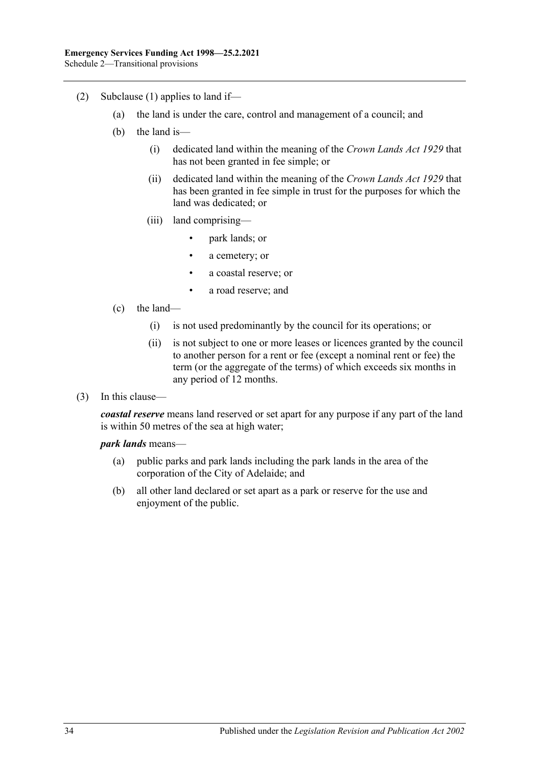(2) Subclause (1) applies to land if—

- (a) the land is under the care, control and management of a council; and
- (b) the land is—
  - (i) dedicated land within the meaning of the *Crown Lands Act 1929* that has not been granted in fee simple; or
  - (ii) dedicated land within the meaning of the *Crown Lands Act 1929* that has been granted in fee simple in trust for the purposes for which the land was dedicated; or
  - (iii) land comprising—
    - park lands; or
    - a cemetery; or
    - a coastal reserve; or
    - a road reserve; and
- (c) the land—
  - (i) is not used predominantly by the council for its operations; or
  - (ii) is not subject to one or more leases or licences granted by the council to another person for a rent or fee (except a nominal rent or fee) the term (or the aggregate of the terms) of which exceeds six months in any period of 12 months.

(3) In this clause—

***coastal reserve*** means land reserved or set apart for any purpose if any part of the land is within 50 metres of the sea at high water;

***park lands*** means—

- (a) public parks and park lands including the park lands in the area of the corporation of the City of Adelaide; and
- (b) all other land declared or set apart as a park or reserve for the use and enjoyment of the public.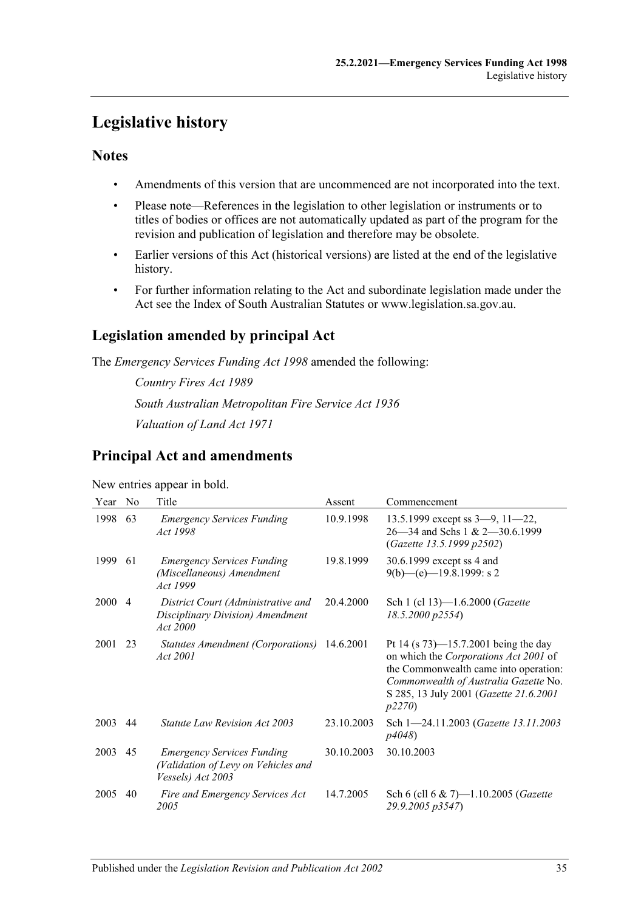# Legislative history

## Notes

- Amendments of this version that are uncommenced are not incorporated into the text.
- Please note—References in the legislation to other legislation or instruments or to titles of bodies or offices are not automatically updated as part of the program for the revision and publication of legislation and therefore may be obsolete.
- Earlier versions of this Act (historical versions) are listed at the end of the legislative history.
- For further information relating to the Act and subordinate legislation made under the Act see the Index of South Australian Statutes or www.legislation.sa.gov.au.

## Legislation amended by principal Act

The *Emergency Services Funding Act 1998* amended the following:

*Country Fires Act 1989*

*South Australian Metropolitan Fire Service Act 1936*

*Valuation of Land Act 1971*

## Principal Act and amendments

New entries appear in bold.

| Year | No | Title | Assent | Commencement |
|---|---|---|---|---|
| 1998 | 63 | *Emergency Services Funding Act 1998* | 10.9.1998 | 13.5.1999 except ss 3—9, 11—22, 26—34 and Schs 1 & 2—30.6.1999 (*Gazette 13.5.1999 p2502*) |
| 1999 | 61 | *Emergency Services Funding (Miscellaneous) Amendment Act 1999* | 19.8.1999 | 30.6.1999 except ss 4 and 9(b)—(e)—19.8.1999: s 2 |
| 2000 | 4 | *District Court (Administrative and Disciplinary Division) Amendment Act 2000* | 20.4.2000 | Sch 1 (cl 13)—1.6.2000 (*Gazette 18.5.2000 p2554*) |
| 2001 | 23 | *Statutes Amendment (Corporations) Act 2001* | 14.6.2001 | Pt 14 (s 73)—15.7.2001 being the day on which the *Corporations Act 2001* of the Commonwealth came into operation: *Commonwealth of Australia Gazette* No. S 285, 13 July 2001 (*Gazette 21.6.2001 p2270*) |
| 2003 | 44 | *Statute Law Revision Act 2003* | 23.10.2003 | Sch 1—24.11.2003 (*Gazette 13.11.2003 p4048*) |
| 2003 | 45 | *Emergency Services Funding (Validation of Levy on Vehicles and Vessels) Act 2003* | 30.10.2003 | 30.10.2003 |
| 2005 | 40 | *Fire and Emergency Services Act 2005* | 14.7.2005 | Sch 6 (cll 6 & 7)—1.10.2005 (*Gazette 29.9.2005 p3547*) |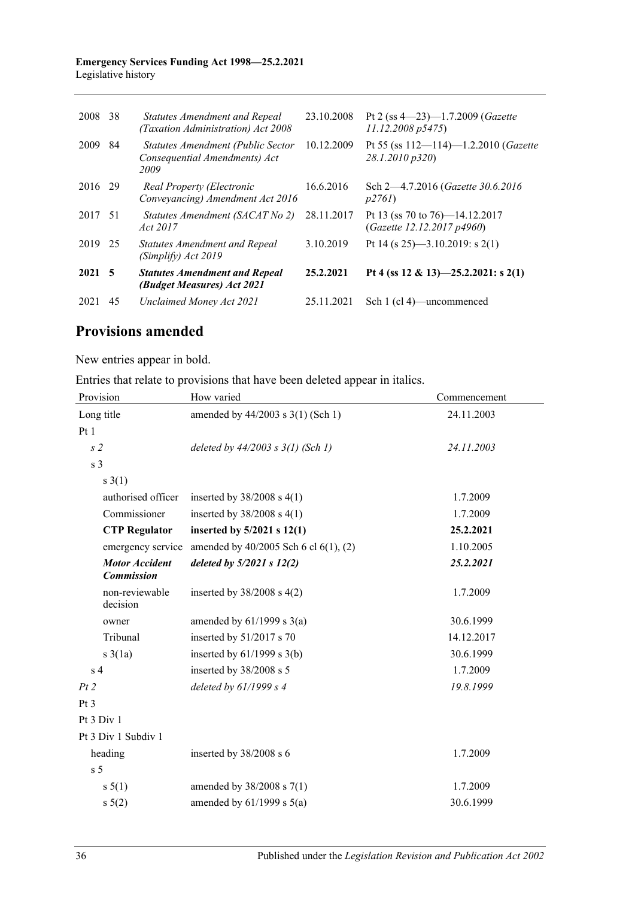| | | | | |
|---|---|---|---|---|
| 2008 | 38 | *Statutes Amendment and Repeal (Taxation Administration) Act 2008* | 23.10.2008 | Pt 2 (ss 4—23)—1.7.2009 (*Gazette 11.12.2008 p5475*) |
| 2009 | 84 | *Statutes Amendment (Public Sector Consequential Amendments) Act 2009* | 10.12.2009 | Pt 55 (ss 112—114)—1.2.2010 (*Gazette 28.1.2010 p320*) |
| 2016 | 29 | *Real Property (Electronic Conveyancing) Amendment Act 2016* | 16.6.2016 | Sch 2—4.7.2016 (*Gazette 30.6.2016 p2761*) |
| 2017 | 51 | *Statutes Amendment (SACAT No 2) Act 2017* | 28.11.2017 | Pt 13 (ss 70 to 76)—14.12.2017 (*Gazette 12.12.2017 p4960*) |
| 2019 | 25 | *Statutes Amendment and Repeal (Simplify) Act 2019* | 3.10.2019 | Pt 14 (s 25)—3.10.2019: s 2(1) |
| **2021** | **5** | ***Statutes Amendment and Repeal (Budget Measures) Act 2021*** | **25.2.2021** | **Pt 4 (ss 12 & 13)—25.2.2021: s 2(1)** |
| 2021 | 45 | *Unclaimed Money Act 2021* | 25.11.2021 | Sch 1 (cl 4)—uncommenced |

## Provisions amended

New entries appear in bold.

Entries that relate to provisions that have been deleted appear in italics.

| Provision | How varied | Commencement |
|---|---|---|
| Long title | amended by 44/2003 s 3(1) (Sch 1) | 24.11.2003 |
| Pt 1 | | |
| *s 2* | *deleted by 44/2003 s 3(1) (Sch 1)* | *24.11.2003* |
| s 3 | | |
| s 3(1) | | |
| authorised officer | inserted by 38/2008 s 4(1) | 1.7.2009 |
| Commissioner | inserted by 38/2008 s 4(1) | 1.7.2009 |
| **CTP Regulator** | **inserted by 5/2021 s 12(1)** | **25.2.2021** |
| emergency service | amended by 40/2005 Sch 6 cl 6(1), (2) | 1.10.2005 |
| ***Motor Accident Commission*** | ***deleted by 5/2021 s 12(2)*** | ***25.2.2021*** |
| non-reviewable decision | inserted by 38/2008 s 4(2) | 1.7.2009 |
| owner | amended by 61/1999 s 3(a) | 30.6.1999 |
| Tribunal | inserted by 51/2017 s 70 | 14.12.2017 |
| s 3(1a) | inserted by 61/1999 s 3(b) | 30.6.1999 |
| s 4 | inserted by 38/2008 s 5 | 1.7.2009 |
| *Pt 2* | *deleted by 61/1999 s 4* | *19.8.1999* |
| Pt 3 | | |
| Pt 3 Div 1 | | |
| Pt 3 Div 1 Subdiv 1 | | |
| heading | inserted by 38/2008 s 6 | 1.7.2009 |
| s 5 | | |
| s 5(1) | amended by 38/2008 s 7(1) | 1.7.2009 |
| s 5(2) | amended by 61/1999 s 5(a) | 30.6.1999 |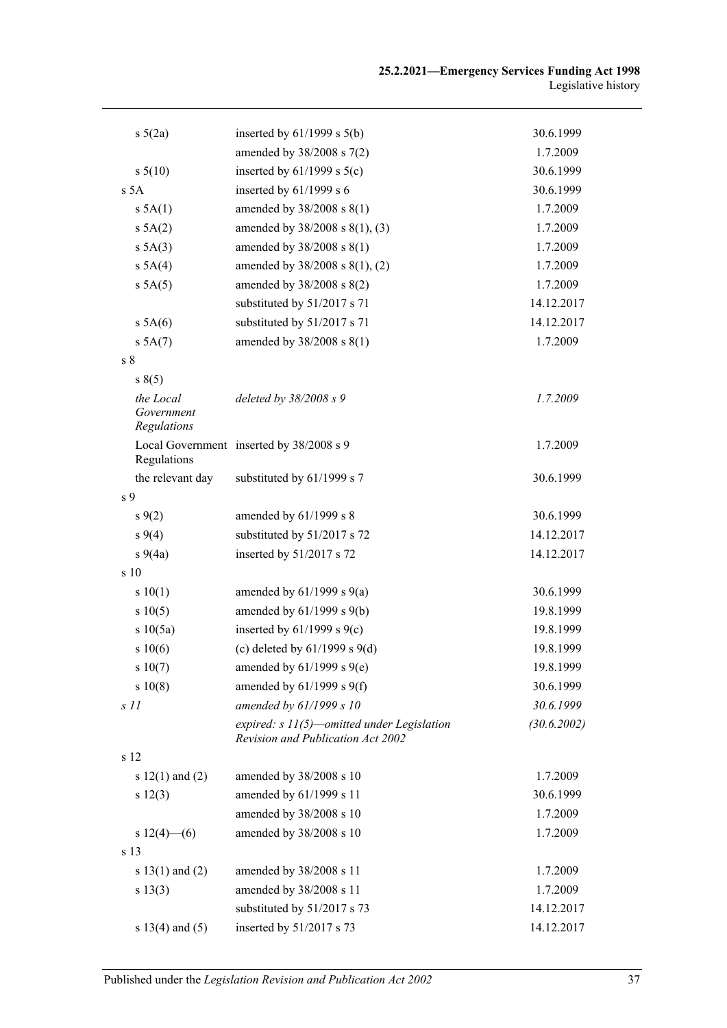| | | |
|---|---|---|
| s 5(2a) | inserted by 61/1999 s 5(b) | 30.6.1999 |
| | amended by 38/2008 s 7(2) | 1.7.2009 |
| s 5(10) | inserted by 61/1999 s 5(c) | 30.6.1999 |
| s 5A | inserted by 61/1999 s 6 | 30.6.1999 |
| s 5A(1) | amended by 38/2008 s 8(1) | 1.7.2009 |
| s 5A(2) | amended by 38/2008 s 8(1), (3) | 1.7.2009 |
| s 5A(3) | amended by 38/2008 s 8(1) | 1.7.2009 |
| s 5A(4) | amended by 38/2008 s 8(1), (2) | 1.7.2009 |
| s 5A(5) | amended by 38/2008 s 8(2) | 1.7.2009 |
| | substituted by 51/2017 s 71 | 14.12.2017 |
| s 5A(6) | substituted by 51/2017 s 71 | 14.12.2017 |
| s 5A(7) | amended by 38/2008 s 8(1) | 1.7.2009 |
| s 8 | | |
| s 8(5) | | |
| *the Local Government Regulations* | *deleted by 38/2008 s 9* | *1.7.2009* |
| Local Government Regulations | inserted by 38/2008 s 9 | 1.7.2009 |
| the relevant day | substituted by 61/1999 s 7 | 30.6.1999 |
| s 9 | | |
| s 9(2) | amended by 61/1999 s 8 | 30.6.1999 |
| s 9(4) | substituted by 51/2017 s 72 | 14.12.2017 |
| s 9(4a) | inserted by 51/2017 s 72 | 14.12.2017 |
| s 10 | | |
| s 10(1) | amended by 61/1999 s 9(a) | 30.6.1999 |
| s 10(5) | amended by 61/1999 s 9(b) | 19.8.1999 |
| s 10(5a) | inserted by 61/1999 s 9(c) | 19.8.1999 |
| s 10(6) | (c) deleted by 61/1999 s 9(d) | 19.8.1999 |
| s 10(7) | amended by 61/1999 s 9(e) | 19.8.1999 |
| s 10(8) | amended by 61/1999 s 9(f) | 30.6.1999 |
| *s 11* | *amended by 61/1999 s 10* | *30.6.1999* |
| | *expired: s 11(5)—omitted under Legislation Revision and Publication Act 2002* | *(30.6.2002)* |
| s 12 | | |
| s 12(1) and (2) | amended by 38/2008 s 10 | 1.7.2009 |
| s 12(3) | amended by 61/1999 s 11 | 30.6.1999 |
| | amended by 38/2008 s 10 | 1.7.2009 |
| s 12(4)—(6) | amended by 38/2008 s 10 | 1.7.2009 |
| s 13 | | |
| s 13(1) and (2) | amended by 38/2008 s 11 | 1.7.2009 |
| s 13(3) | amended by 38/2008 s 11 | 1.7.2009 |
| | substituted by 51/2017 s 73 | 14.12.2017 |
| s 13(4) and (5) | inserted by 51/2017 s 73 | 14.12.2017 |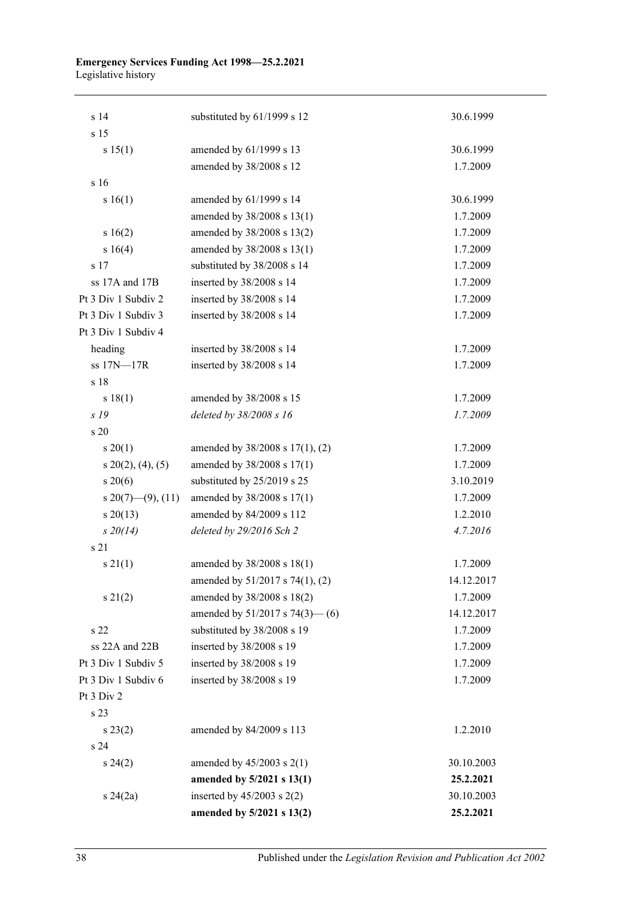| | | |
|---|---|---|
| s 14 | substituted by 61/1999 s 12 | 30.6.1999 |
| s 15 | | |
| s 15(1) | amended by 61/1999 s 13 | 30.6.1999 |
| | amended by 38/2008 s 12 | 1.7.2009 |
| s 16 | | |
| s 16(1) | amended by 61/1999 s 14 | 30.6.1999 |
| | amended by 38/2008 s 13(1) | 1.7.2009 |
| s 16(2) | amended by 38/2008 s 13(2) | 1.7.2009 |
| s 16(4) | amended by 38/2008 s 13(1) | 1.7.2009 |
| s 17 | substituted by 38/2008 s 14 | 1.7.2009 |
| ss 17A and 17B | inserted by 38/2008 s 14 | 1.7.2009 |
| Pt 3 Div 1 Subdiv 2 | inserted by 38/2008 s 14 | 1.7.2009 |
| Pt 3 Div 1 Subdiv 3 | inserted by 38/2008 s 14 | 1.7.2009 |
| Pt 3 Div 1 Subdiv 4 | | |
| heading | inserted by 38/2008 s 14 | 1.7.2009 |
| ss 17N—17R | inserted by 38/2008 s 14 | 1.7.2009 |
| s 18 | | |
| s 18(1) | amended by 38/2008 s 15 | 1.7.2009 |
| *s 19* | *deleted by 38/2008 s 16* | *1.7.2009* |
| s 20 | | |
| s 20(1) | amended by 38/2008 s 17(1), (2) | 1.7.2009 |
| s 20(2), (4), (5) | amended by 38/2008 s 17(1) | 1.7.2009 |
| s 20(6) | substituted by 25/2019 s 25 | 3.10.2019 |
| s 20(7)—(9), (11) | amended by 38/2008 s 17(1) | 1.7.2009 |
| s 20(13) | amended by 84/2009 s 112 | 1.2.2010 |
| *s 20(14)* | *deleted by 29/2016 Sch 2* | *4.7.2016* |
| s 21 | | |
| s 21(1) | amended by 38/2008 s 18(1) | 1.7.2009 |
| | amended by 51/2017 s 74(1), (2) | 14.12.2017 |
| s 21(2) | amended by 38/2008 s 18(2) | 1.7.2009 |
| | amended by 51/2017 s 74(3)— (6) | 14.12.2017 |
| s 22 | substituted by 38/2008 s 19 | 1.7.2009 |
| ss 22A and 22B | inserted by 38/2008 s 19 | 1.7.2009 |
| Pt 3 Div 1 Subdiv 5 | inserted by 38/2008 s 19 | 1.7.2009 |
| Pt 3 Div 1 Subdiv 6 | inserted by 38/2008 s 19 | 1.7.2009 |
| Pt 3 Div 2 | | |
| s 23 | | |
| s 23(2) | amended by 84/2009 s 113 | 1.2.2010 |
| s 24 | | |
| s 24(2) | amended by 45/2003 s 2(1) | 30.10.2003 |
| | **amended by 5/2021 s 13(1)** | **25.2.2021** |
| s 24(2a) | inserted by 45/2003 s 2(2) | 30.10.2003 |
| | **amended by 5/2021 s 13(2)** | **25.2.2021** |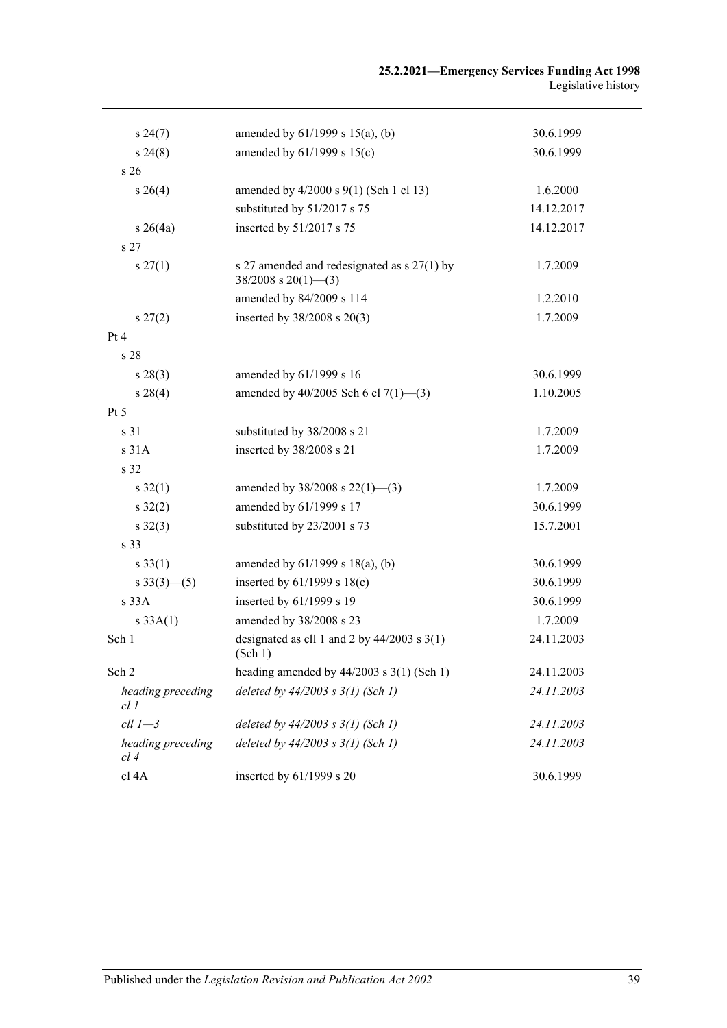| | | |
|---|---|---|
| s 24(7) | amended by 61/1999 s 15(a), (b) | 30.6.1999 |
| s 24(8) | amended by 61/1999 s 15(c) | 30.6.1999 |
| s 26 | | |
| s 26(4) | amended by 4/2000 s 9(1) (Sch 1 cl 13) | 1.6.2000 |
| | substituted by 51/2017 s 75 | 14.12.2017 |
| s 26(4a) | inserted by 51/2017 s 75 | 14.12.2017 |
| s 27 | | |
| s 27(1) | s 27 amended and redesignated as s 27(1) by 38/2008 s 20(1)—(3) | 1.7.2009 |
| | amended by 84/2009 s 114 | 1.2.2010 |
| s 27(2) | inserted by 38/2008 s 20(3) | 1.7.2009 |
| Pt 4 | | |
| s 28 | | |
| s 28(3) | amended by 61/1999 s 16 | 30.6.1999 |
| s 28(4) | amended by 40/2005 Sch 6 cl 7(1)—(3) | 1.10.2005 |
| Pt 5 | | |
| s 31 | substituted by 38/2008 s 21 | 1.7.2009 |
| s 31A | inserted by 38/2008 s 21 | 1.7.2009 |
| s 32 | | |
| s 32(1) | amended by 38/2008 s 22(1)—(3) | 1.7.2009 |
| s 32(2) | amended by 61/1999 s 17 | 30.6.1999 |
| s 32(3) | substituted by 23/2001 s 73 | 15.7.2001 |
| s 33 | | |
| s 33(1) | amended by 61/1999 s 18(a), (b) | 30.6.1999 |
| s 33(3)—(5) | inserted by 61/1999 s 18(c) | 30.6.1999 |
| s 33A | inserted by 61/1999 s 19 | 30.6.1999 |
| s 33A(1) | amended by 38/2008 s 23 | 1.7.2009 |
| Sch 1 | designated as cll 1 and 2 by 44/2003 s 3(1) (Sch 1) | 24.11.2003 |
| Sch 2 | heading amended by 44/2003 s 3(1) (Sch 1) | 24.11.2003 |
| *heading preceding cl 1* | *deleted by 44/2003 s 3(1) (Sch 1)* | *24.11.2003* |
| *cll 1—3* | *deleted by 44/2003 s 3(1) (Sch 1)* | *24.11.2003* |
| *heading preceding cl 4* | *deleted by 44/2003 s 3(1) (Sch 1)* | *24.11.2003* |
| cl 4A | inserted by 61/1999 s 20 | 30.6.1999 |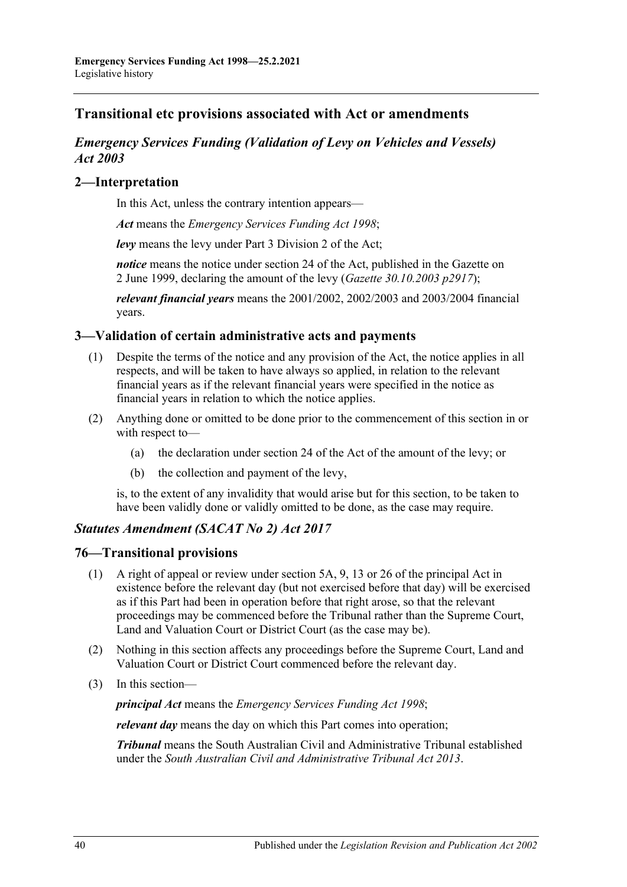## Transitional etc provisions associated with Act or amendments

### *Emergency Services Funding (Validation of Levy on Vehicles and Vessels) Act 2003*

### 2—Interpretation

In this Act, unless the contrary intention appears—

***Act*** means the *Emergency Services Funding Act 1998*;

***levy*** means the levy under Part 3 Division 2 of the Act;

***notice*** means the notice under section 24 of the Act, published in the Gazette on 2 June 1999, declaring the amount of the levy (*Gazette 30.10.2003 p2917*);

***relevant financial years*** means the 2001/2002, 2002/2003 and 2003/2004 financial years.

### 3—Validation of certain administrative acts and payments

(1) Despite the terms of the notice and any provision of the Act, the notice applies in all respects, and will be taken to have always so applied, in relation to the relevant financial years as if the relevant financial years were specified in the notice as financial years in relation to which the notice applies.

(2) Anything done or omitted to be done prior to the commencement of this section in or with respect to—

(a) the declaration under section 24 of the Act of the amount of the levy; or

(b) the collection and payment of the levy,

is, to the extent of any invalidity that would arise but for this section, to be taken to have been validly done or validly omitted to be done, as the case may require.

### *Statutes Amendment (SACAT No 2) Act 2017*

### 76—Transitional provisions

(1) A right of appeal or review under section 5A, 9, 13 or 26 of the principal Act in existence before the relevant day (but not exercised before that day) will be exercised as if this Part had been in operation before that right arose, so that the relevant proceedings may be commenced before the Tribunal rather than the Supreme Court, Land and Valuation Court or District Court (as the case may be).

(2) Nothing in this section affects any proceedings before the Supreme Court, Land and Valuation Court or District Court commenced before the relevant day.

(3) In this section—

***principal Act*** means the *Emergency Services Funding Act 1998*;

***relevant day*** means the day on which this Part comes into operation;

***Tribunal*** means the South Australian Civil and Administrative Tribunal established under the *South Australian Civil and Administrative Tribunal Act 2013*.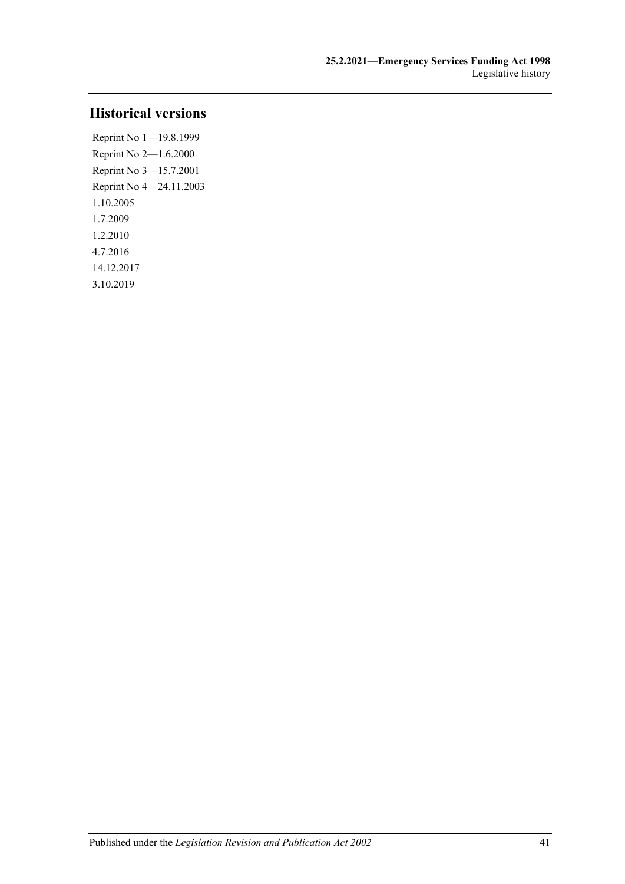## Historical versions

Reprint No 1—19.8.1999

Reprint No 2—1.6.2000

Reprint No 3—15.7.2001

Reprint No 4—24.11.2003

1.10.2005

1.7.2009

1.2.2010

4.7.2016

14.12.2017

3.10.2019